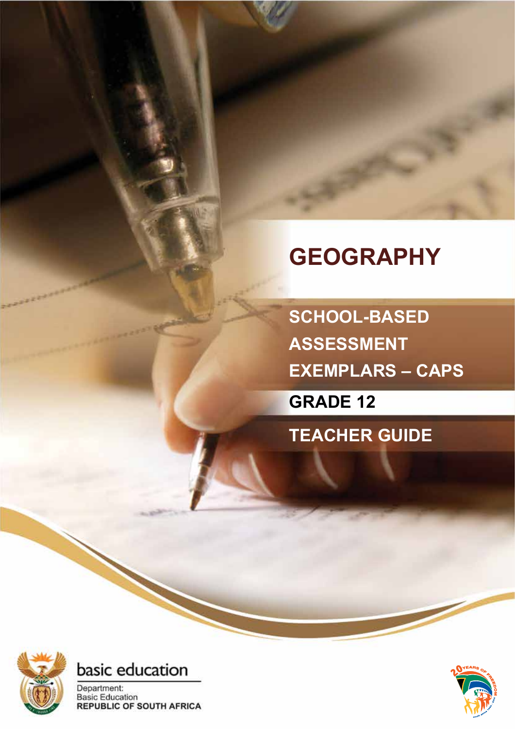# GEOGRAPHY

## SCHOOL-BASED ASSESSMENT EXEMPLARS – CAPS

## GRADE 12

## TEACHER GUIDE

basic education

Department:
Basic Education
REPUBLIC OF SOUTH AFRICA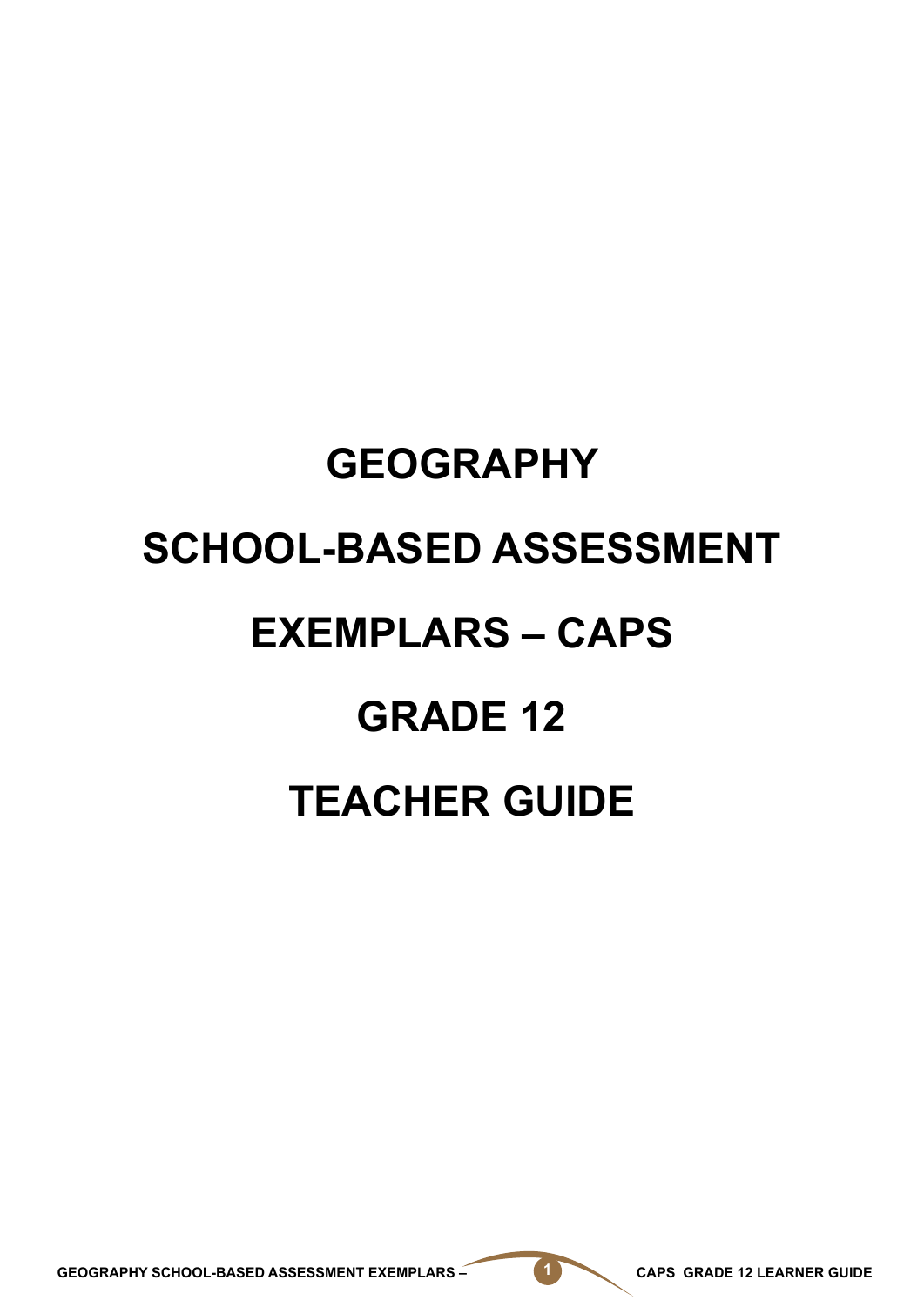# GEOGRAPHY

# SCHOOL-BASED ASSESSMENT

# EXEMPLARS – CAPS

# GRADE 12

# TEACHER GUIDE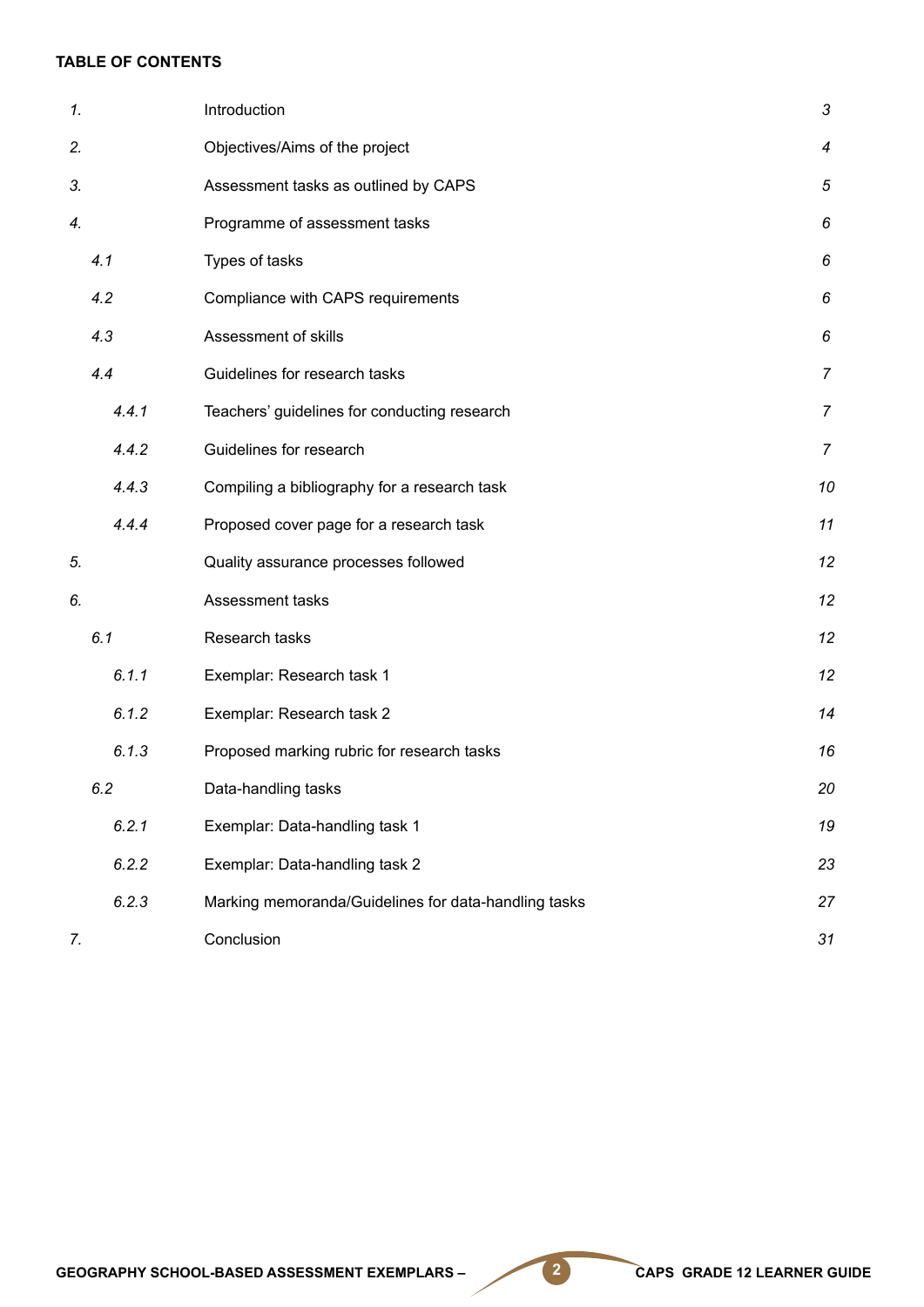**TABLE OF CONTENTS**

| | | |
|---|---|---|
| *1.* | Introduction | *3* |
| *2.* | Objectives/Aims of the project | *4* |
| *3.* | Assessment tasks as outlined by CAPS | *5* |
| *4.* | Programme of assessment tasks | *6* |
| *4.1* | Types of tasks | *6* |
| *4.2* | Compliance with CAPS requirements | *6* |
| *4.3* | Assessment of skills | *6* |
| *4.4* | Guidelines for research tasks | *7* |
| *4.4.1* | Teachers' guidelines for conducting research | *7* |
| *4.4.2* | Guidelines for research | *7* |
| *4.4.3* | Compiling a bibliography for a research task | *10* |
| *4.4.4* | Proposed cover page for a research task | *11* |
| *5.* | Quality assurance processes followed | *12* |
| *6.* | Assessment tasks | *12* |
| *6.1* | Research tasks | *12* |
| *6.1.1* | Exemplar: Research task 1 | *12* |
| *6.1.2* | Exemplar: Research task 2 | *14* |
| *6.1.3* | Proposed marking rubric for research tasks | *16* |
| *6.2* | Data-handling tasks | *20* |
| *6.2.1* | Exemplar: Data-handling task 1 | *19* |
| *6.2.2* | Exemplar: Data-handling task 2 | *23* |
| *6.2.3* | Marking memoranda/Guidelines for data-handling tasks | *27* |
| *7.* | Conclusion | *31* |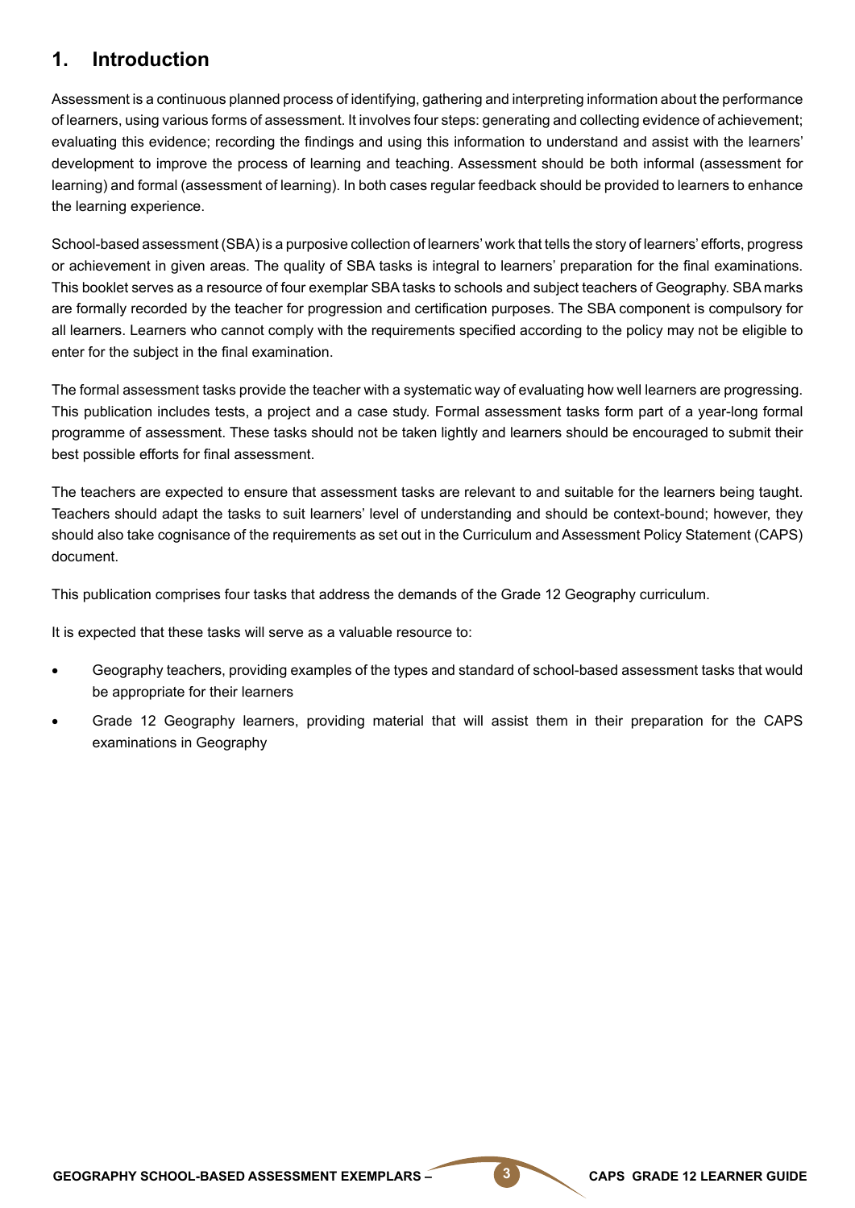## 1. Introduction

Assessment is a continuous planned process of identifying, gathering and interpreting information about the performance of learners, using various forms of assessment. It involves four steps: generating and collecting evidence of achievement; evaluating this evidence; recording the findings and using this information to understand and assist with the learners' development to improve the process of learning and teaching. Assessment should be both informal (assessment for learning) and formal (assessment of learning). In both cases regular feedback should be provided to learners to enhance the learning experience.

School-based assessment (SBA) is a purposive collection of learners' work that tells the story of learners' efforts, progress or achievement in given areas. The quality of SBA tasks is integral to learners' preparation for the final examinations. This booklet serves as a resource of four exemplar SBA tasks to schools and subject teachers of Geography. SBA marks are formally recorded by the teacher for progression and certification purposes. The SBA component is compulsory for all learners. Learners who cannot comply with the requirements specified according to the policy may not be eligible to enter for the subject in the final examination.

The formal assessment tasks provide the teacher with a systematic way of evaluating how well learners are progressing. This publication includes tests, a project and a case study. Formal assessment tasks form part of a year-long formal programme of assessment. These tasks should not be taken lightly and learners should be encouraged to submit their best possible efforts for final assessment.

The teachers are expected to ensure that assessment tasks are relevant to and suitable for the learners being taught. Teachers should adapt the tasks to suit learners' level of understanding and should be context-bound; however, they should also take cognisance of the requirements as set out in the Curriculum and Assessment Policy Statement (CAPS) document.

This publication comprises four tasks that address the demands of the Grade 12 Geography curriculum.

It is expected that these tasks will serve as a valuable resource to:

- Geography teachers, providing examples of the types and standard of school-based assessment tasks that would be appropriate for their learners
- Grade 12 Geography learners, providing material that will assist them in their preparation for the CAPS examinations in Geography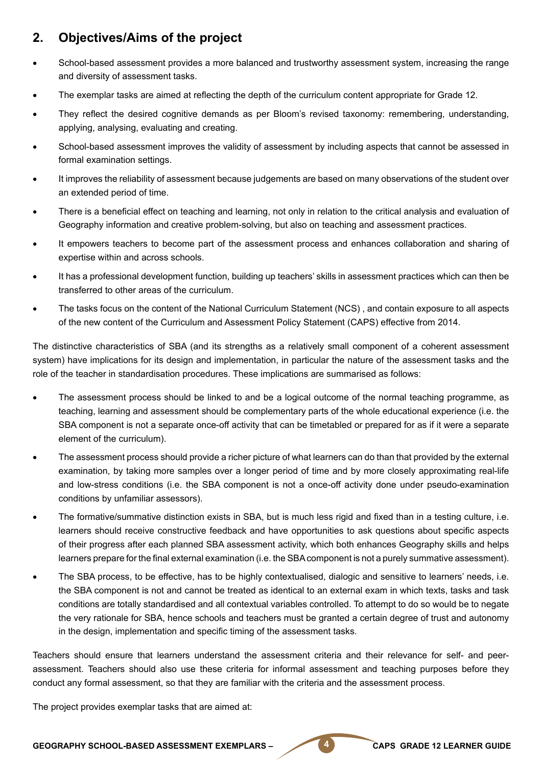## 2. Objectives/Aims of the project

- School-based assessment provides a more balanced and trustworthy assessment system, increasing the range and diversity of assessment tasks.
- The exemplar tasks are aimed at reflecting the depth of the curriculum content appropriate for Grade 12.
- They reflect the desired cognitive demands as per Bloom's revised taxonomy: remembering, understanding, applying, analysing, evaluating and creating.
- School-based assessment improves the validity of assessment by including aspects that cannot be assessed in formal examination settings.
- It improves the reliability of assessment because judgements are based on many observations of the student over an extended period of time.
- There is a beneficial effect on teaching and learning, not only in relation to the critical analysis and evaluation of Geography information and creative problem-solving, but also on teaching and assessment practices.
- It empowers teachers to become part of the assessment process and enhances collaboration and sharing of expertise within and across schools.
- It has a professional development function, building up teachers' skills in assessment practices which can then be transferred to other areas of the curriculum.
- The tasks focus on the content of the National Curriculum Statement (NCS) , and contain exposure to all aspects of the new content of the Curriculum and Assessment Policy Statement (CAPS) effective from 2014.

The distinctive characteristics of SBA (and its strengths as a relatively small component of a coherent assessment system) have implications for its design and implementation, in particular the nature of the assessment tasks and the role of the teacher in standardisation procedures. These implications are summarised as follows:

- The assessment process should be linked to and be a logical outcome of the normal teaching programme, as teaching, learning and assessment should be complementary parts of the whole educational experience (i.e. the SBA component is not a separate once-off activity that can be timetabled or prepared for as if it were a separate element of the curriculum).
- The assessment process should provide a richer picture of what learners can do than that provided by the external examination, by taking more samples over a longer period of time and by more closely approximating real-life and low-stress conditions (i.e. the SBA component is not a once-off activity done under pseudo-examination conditions by unfamiliar assessors).
- The formative/summative distinction exists in SBA, but is much less rigid and fixed than in a testing culture, i.e. learners should receive constructive feedback and have opportunities to ask questions about specific aspects of their progress after each planned SBA assessment activity, which both enhances Geography skills and helps learners prepare for the final external examination (i.e. the SBA component is not a purely summative assessment).
- The SBA process, to be effective, has to be highly contextualised, dialogic and sensitive to learners' needs, i.e. the SBA component is not and cannot be treated as identical to an external exam in which texts, tasks and task conditions are totally standardised and all contextual variables controlled. To attempt to do so would be to negate the very rationale for SBA, hence schools and teachers must be granted a certain degree of trust and autonomy in the design, implementation and specific timing of the assessment tasks.

Teachers should ensure that learners understand the assessment criteria and their relevance for self- and peer-assessment. Teachers should also use these criteria for informal assessment and teaching purposes before they conduct any formal assessment, so that they are familiar with the criteria and the assessment process.

The project provides exemplar tasks that are aimed at: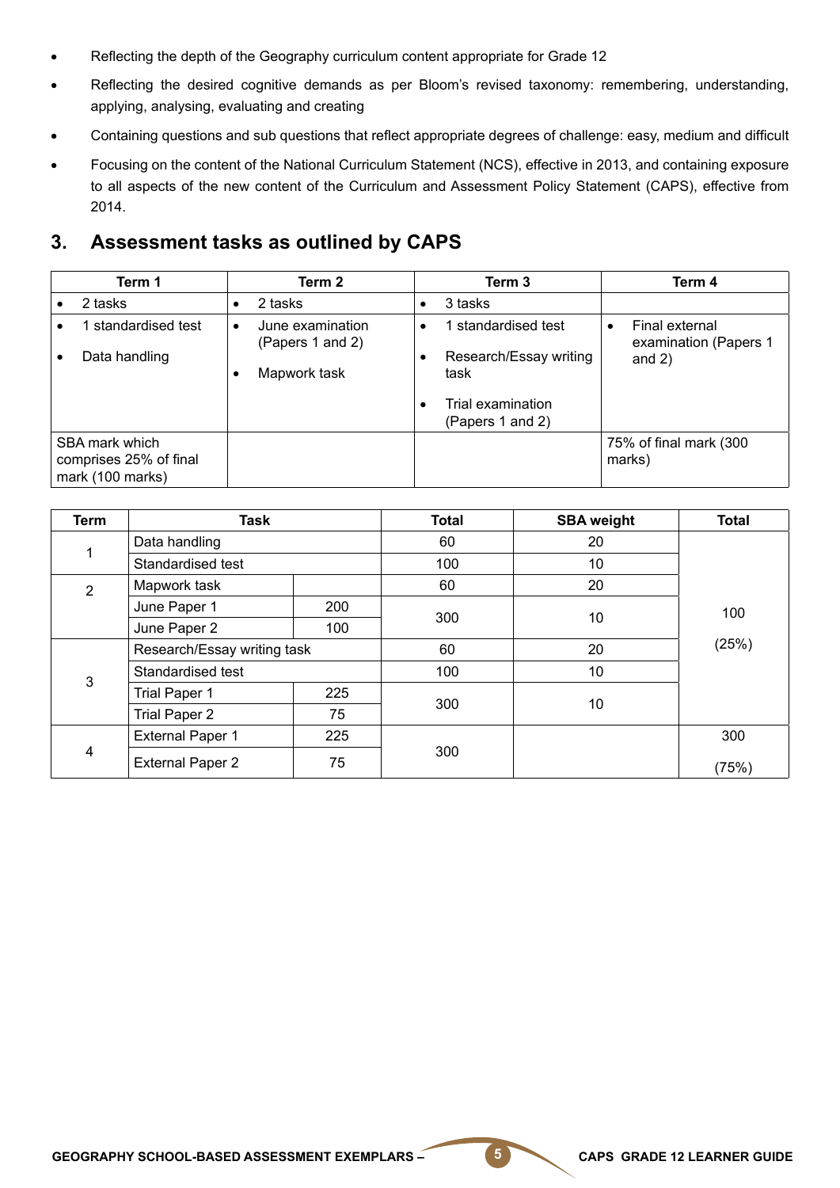- Reflecting the depth of the Geography curriculum content appropriate for Grade 12
- Reflecting the desired cognitive demands as per Bloom's revised taxonomy: remembering, understanding, applying, analysing, evaluating and creating
- Containing questions and sub questions that reflect appropriate degrees of challenge: easy, medium and difficult
- Focusing on the content of the National Curriculum Statement (NCS), effective in 2013, and containing exposure to all aspects of the new content of the Curriculum and Assessment Policy Statement (CAPS), effective from 2014.

## 3. Assessment tasks as outlined by CAPS

| Term 1 | Term 2 | Term 3 | Term 4 |
|---|---|---|---|
| • 2 tasks | • 2 tasks | • 3 tasks | |
| • 1 standardised test<br>• Data handling | • June examination (Papers 1 and 2)<br>• Mapwork task | • 1 standardised test<br>• Research/Essay writing task<br>• Trial examination (Papers 1 and 2) | • Final external examination (Papers 1 and 2) |
| SBA mark which comprises 25% of final mark (100 marks) | | | 75% of final mark (300 marks) |

| Term | Task | | Total | SBA weight | Total |
|---|---|---|---|---|---|
| 1 | Data handling | | 60 | 20 | 100 (25%) |
| | Standardised test | | 100 | 10 | |
| 2 | Mapwork task | | 60 | 20 | |
| | June Paper 1 | 200 | 300 | 10 | |
| | June Paper 2 | 100 | | | |
| 3 | Research/Essay writing task | | 60 | 20 | |
| | Standardised test | | 100 | 10 | |
| | Trial Paper 1 | 225 | 300 | 10 | |
| | Trial Paper 2 | 75 | | | |
| 4 | External Paper 1 | 225 | 300 | | 300 (75%) |
| | External Paper 2 | 75 | | | |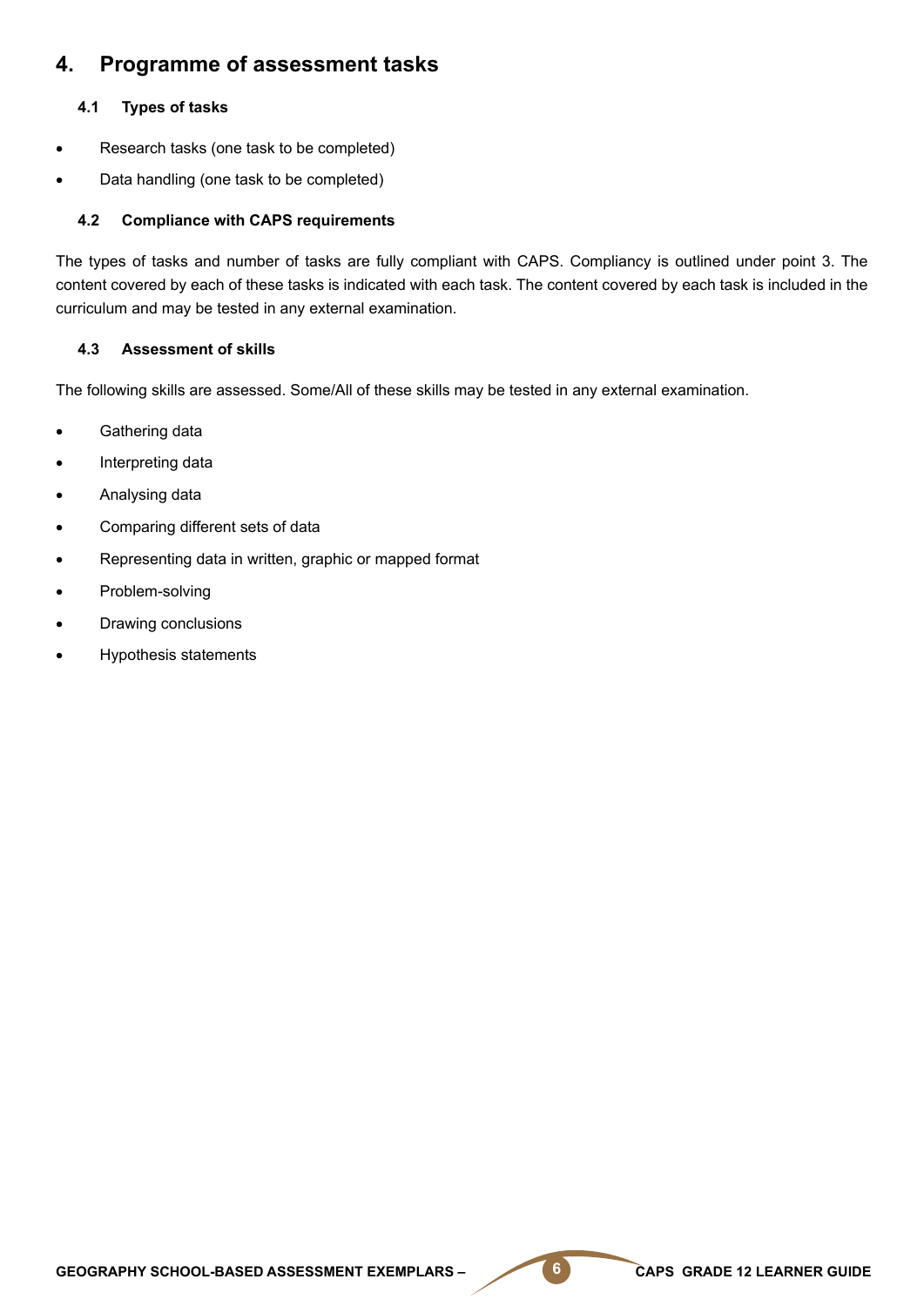# 4. Programme of assessment tasks

## 4.1 Types of tasks

- Research tasks (one task to be completed)
- Data handling (one task to be completed)

## 4.2 Compliance with CAPS requirements

The types of tasks and number of tasks are fully compliant with CAPS. Compliancy is outlined under point 3. The content covered by each of these tasks is indicated with each task. The content covered by each task is included in the curriculum and may be tested in any external examination.

## 4.3 Assessment of skills

The following skills are assessed. Some/All of these skills may be tested in any external examination.

- Gathering data
- Interpreting data
- Analysing data
- Comparing different sets of data
- Representing data in written, graphic or mapped format
- Problem-solving
- Drawing conclusions
- Hypothesis statements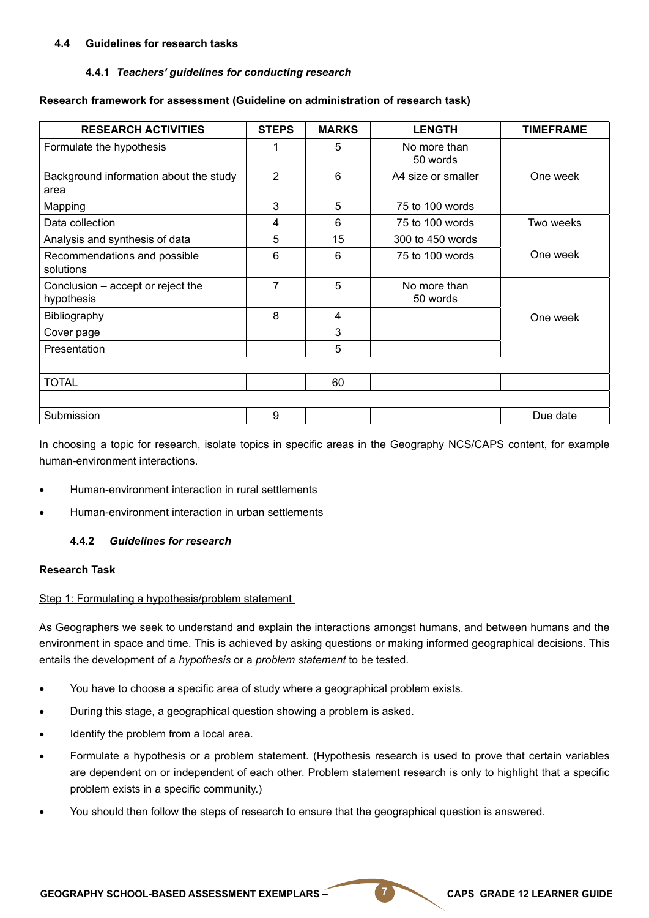### 4.4 Guidelines for research tasks

#### 4.4.1 *Teachers' guidelines for conducting research*

**Research framework for assessment (Guideline on administration of research task)**

| RESEARCH ACTIVITIES | STEPS | MARKS | LENGTH | TIMEFRAME |
|---|---|---|---|---|
| Formulate the hypothesis | 1 | 5 | No more than 50 words | One week |
| Background information about the study area | 2 | 6 | A4 size or smaller | |
| Mapping | 3 | 5 | 75 to 100 words | |
| Data collection | 4 | 6 | 75 to 100 words | Two weeks |
| Analysis and synthesis of data | 5 | 15 | 300 to 450 words | One week |
| Recommendations and possible solutions | 6 | 6 | 75 to 100 words | |
| Conclusion – accept or reject the hypothesis | 7 | 5 | No more than 50 words | One week |
| Bibliography | 8 | 4 | | |
| Cover page | | 3 | | |
| Presentation | | 5 | | |
| | | | | |
| TOTAL | | 60 | | |
| | | | | |
| Submission | 9 | | | Due date |

In choosing a topic for research, isolate topics in specific areas in the Geography NCS/CAPS content, for example human-environment interactions.

- Human-environment interaction in rural settlements
- Human-environment interaction in urban settlements

#### 4.4.2 *Guidelines for research*

**Research Task**

Step 1: Formulating a hypothesis/problem statement

As Geographers we seek to understand and explain the interactions amongst humans, and between humans and the environment in space and time. This is achieved by asking questions or making informed geographical decisions. This entails the development of a *hypothesis* or a *problem statement* to be tested.

- You have to choose a specific area of study where a geographical problem exists.
- During this stage, a geographical question showing a problem is asked.
- Identify the problem from a local area.
- Formulate a hypothesis or a problem statement. (Hypothesis research is used to prove that certain variables are dependent on or independent of each other. Problem statement research is only to highlight that a specific problem exists in a specific community.)
- You should then follow the steps of research to ensure that the geographical question is answered.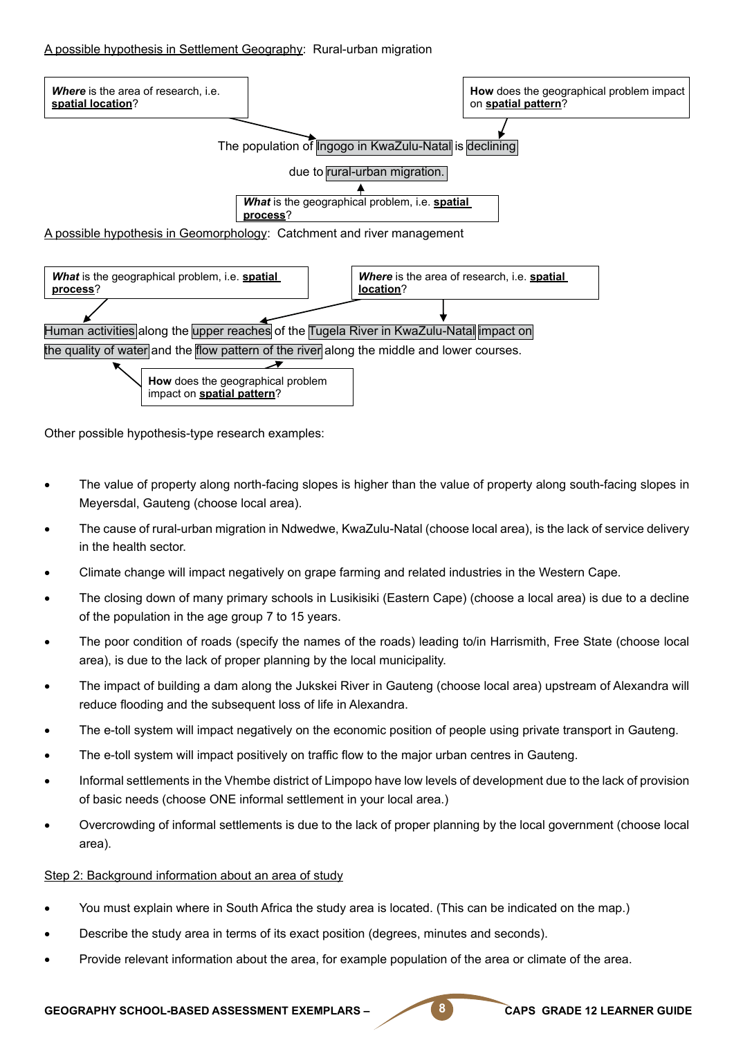A possible hypothesis in Settlement Geography: Rural-urban migration

***Where*** is the area of research, i.e. **spatial location**?

**How** does the geographical problem impact on **spatial pattern**?

The population of Ingogo in KwaZulu-Natal is declining

due to rural-urban migration.

***What*** is the geographical problem, i.e. **spatial process**?

A possible hypothesis in Geomorphology: Catchment and river management

***What*** is the geographical problem, i.e. **spatial process**?

***Where*** is the area of research, i.e. **spatial location**?

Human activities along the upper reaches of the Tugela River in KwaZulu-Natal impact on the quality of water and the flow pattern of the river along the middle and lower courses.

**How** does the geographical problem impact on **spatial pattern**?

Other possible hypothesis-type research examples:

- The value of property along north-facing slopes is higher than the value of property along south-facing slopes in Meyersdal, Gauteng (choose local area).
- The cause of rural-urban migration in Ndwedwe, KwaZulu-Natal (choose local area), is the lack of service delivery in the health sector.
- Climate change will impact negatively on grape farming and related industries in the Western Cape.
- The closing down of many primary schools in Lusikisiki (Eastern Cape) (choose a local area) is due to a decline of the population in the age group 7 to 15 years.
- The poor condition of roads (specify the names of the roads) leading to/in Harrismith, Free State (choose local area), is due to the lack of proper planning by the local municipality.
- The impact of building a dam along the Jukskei River in Gauteng (choose local area) upstream of Alexandra will reduce flooding and the subsequent loss of life in Alexandra.
- The e-toll system will impact negatively on the economic position of people using private transport in Gauteng.
- The e-toll system will impact positively on traffic flow to the major urban centres in Gauteng.
- Informal settlements in the Vhembe district of Limpopo have low levels of development due to the lack of provision of basic needs (choose ONE informal settlement in your local area.)
- Overcrowding of informal settlements is due to the lack of proper planning by the local government (choose local area).

Step 2: Background information about an area of study

- You must explain where in South Africa the study area is located. (This can be indicated on the map.)
- Describe the study area in terms of its exact position (degrees, minutes and seconds).
- Provide relevant information about the area, for example population of the area or climate of the area.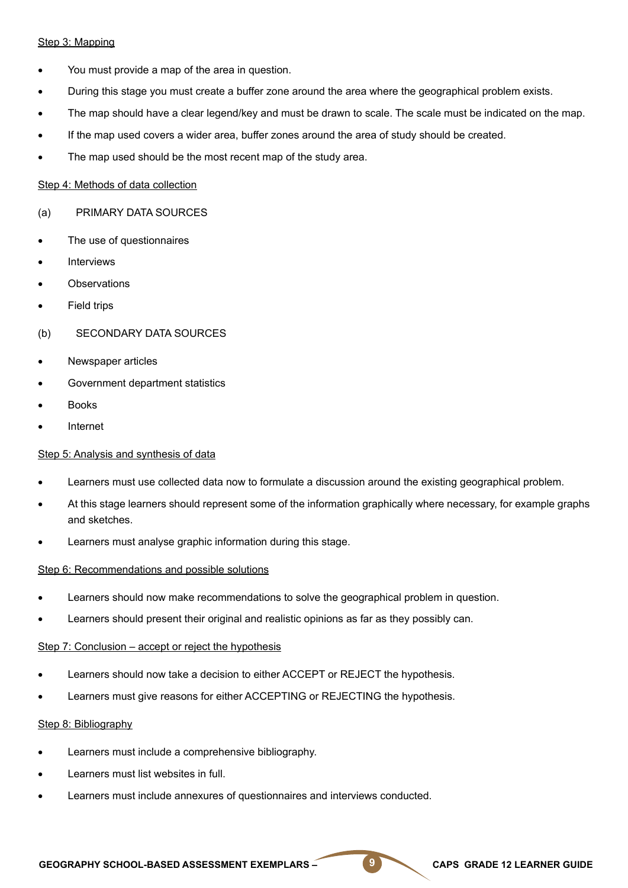Step 3: Mapping

- You must provide a map of the area in question.
- During this stage you must create a buffer zone around the area where the geographical problem exists.
- The map should have a clear legend/key and must be drawn to scale. The scale must be indicated on the map.
- If the map used covers a wider area, buffer zones around the area of study should be created.
- The map used should be the most recent map of the study area.

Step 4: Methods of data collection

(a) PRIMARY DATA SOURCES

- The use of questionnaires
- Interviews
- Observations
- Field trips

(b) SECONDARY DATA SOURCES

- Newspaper articles
- Government department statistics
- Books
- Internet

Step 5: Analysis and synthesis of data

- Learners must use collected data now to formulate a discussion around the existing geographical problem.
- At this stage learners should represent some of the information graphically where necessary, for example graphs and sketches.
- Learners must analyse graphic information during this stage.

Step 6: Recommendations and possible solutions

- Learners should now make recommendations to solve the geographical problem in question.
- Learners should present their original and realistic opinions as far as they possibly can.

Step 7: Conclusion – accept or reject the hypothesis

- Learners should now take a decision to either ACCEPT or REJECT the hypothesis.
- Learners must give reasons for either ACCEPTING or REJECTING the hypothesis.

Step 8: Bibliography

- Learners must include a comprehensive bibliography.
- Learners must list websites in full.
- Learners must include annexures of questionnaires and interviews conducted.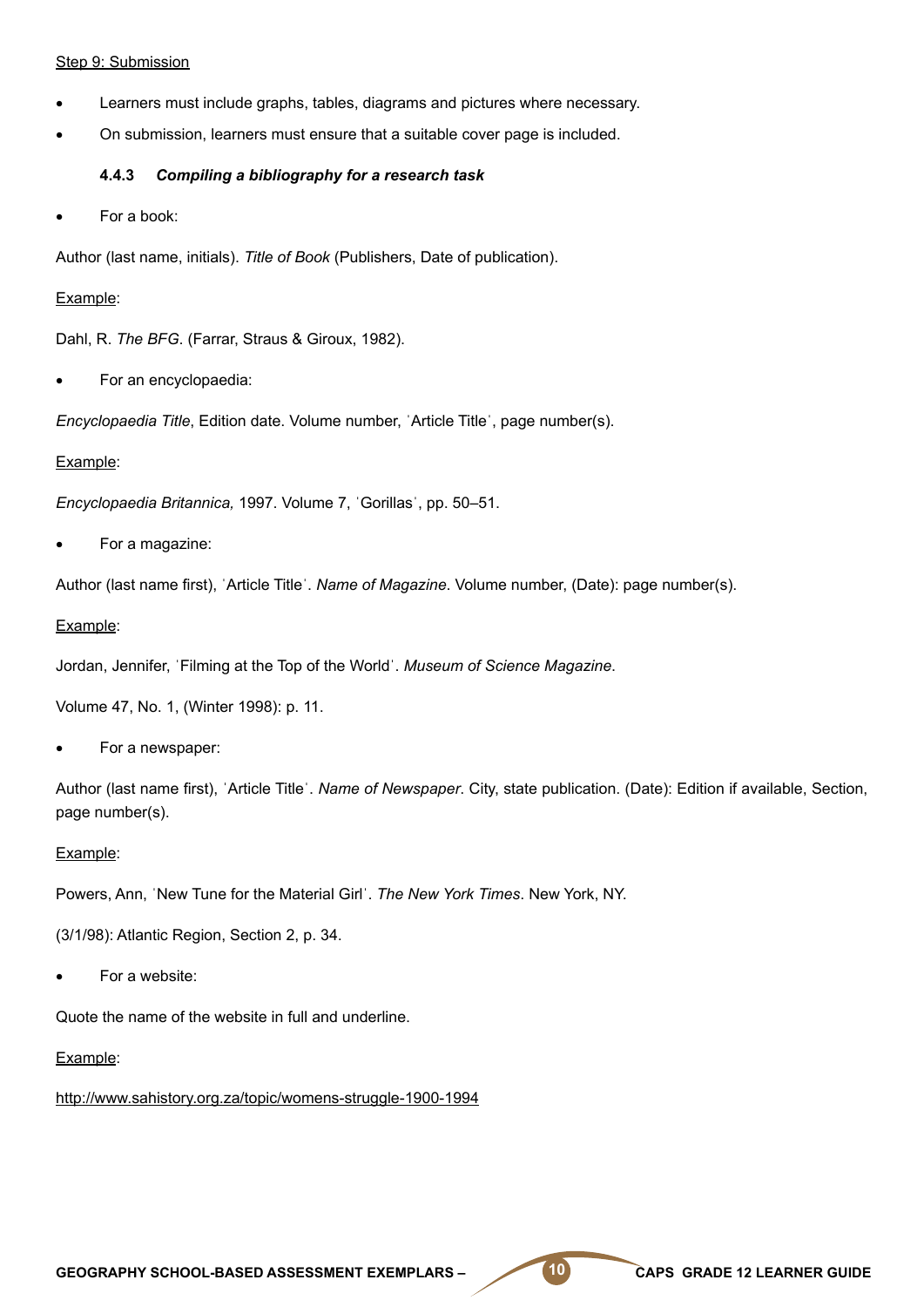Step 9: Submission

- Learners must include graphs, tables, diagrams and pictures where necessary.
- On submission, learners must ensure that a suitable cover page is included.

#### 4.4.3 *Compiling a bibliography for a research task*

- For a book:

Author (last name, initials). *Title of Book* (Publishers, Date of publication).

Example:

Dahl, R. *The BFG*. (Farrar, Straus & Giroux, 1982).

- For an encyclopaedia:

*Encyclopaedia Title*, Edition date. Volume number, 'Article Title', page number(s).

Example:

*Encyclopaedia Britannica,* 1997. Volume 7, 'Gorillas', pp. 50–51.

- For a magazine:

Author (last name first), 'Article Title'. *Name of Magazine*. Volume number, (Date): page number(s).

Example:

Jordan, Jennifer, 'Filming at the Top of the World'. *Museum of Science Magazine*.

Volume 47, No. 1, (Winter 1998): p. 11.

- For a newspaper:

Author (last name first), 'Article Title'. *Name of Newspaper*. City, state publication. (Date): Edition if available, Section, page number(s).

Example:

Powers, Ann, 'New Tune for the Material Girl'. *The New York Times*. New York, NY.

(3/1/98): Atlantic Region, Section 2, p. 34.

- For a website:

Quote the name of the website in full and underline.

Example:

http://www.sahistory.org.za/topic/womens-struggle-1900-1994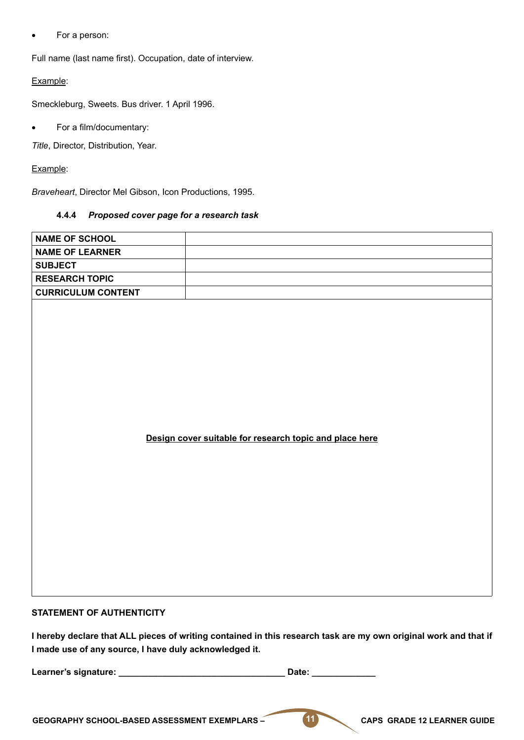- For a person:

Full name (last name first). Occupation, date of interview.

Example:

Smeckleburg, Sweets. Bus driver. 1 April 1996.

- For a film/documentary:

*Title*, Director, Distribution, Year.

Example:

*Braveheart*, Director Mel Gibson, Icon Productions, 1995.

#### 4.4.4 *Proposed cover page for a research task*

| **NAME OF SCHOOL** | |
|---|---|
| **NAME OF LEARNER** | |
| **SUBJECT** | |
| **RESEARCH TOPIC** | |
| **CURRICULUM CONTENT** | |

**Design cover suitable for research topic and place here**

**STATEMENT OF AUTHENTICITY**

**I hereby declare that ALL pieces of writing contained in this research task are my own original work and that if I made use of any source, I have duly acknowledged it.**

**Learner's signature: _________________________________ Date: _____________**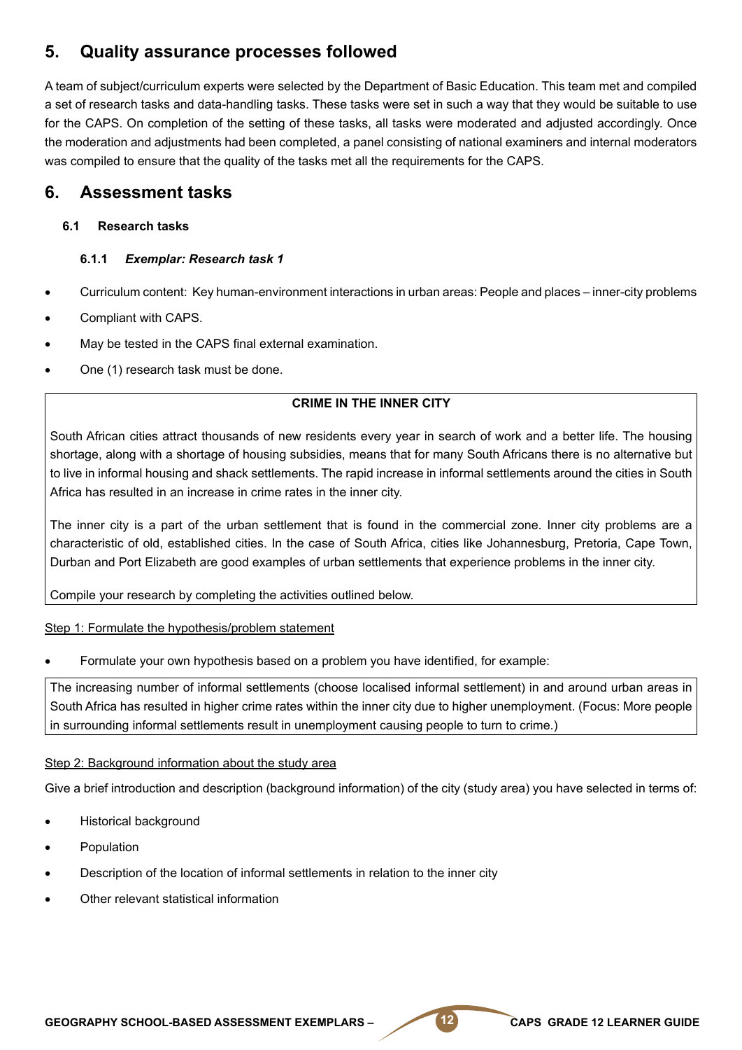## 5. Quality assurance processes followed

A team of subject/curriculum experts were selected by the Department of Basic Education. This team met and compiled a set of research tasks and data-handling tasks. These tasks were set in such a way that they would be suitable to use for the CAPS. On completion of the setting of these tasks, all tasks were moderated and adjusted accordingly. Once the moderation and adjustments had been completed, a panel consisting of national examiners and internal moderators was compiled to ensure that the quality of the tasks met all the requirements for the CAPS.

## 6. Assessment tasks

### 6.1 Research tasks

#### 6.1.1 *Exemplar: Research task 1*

- Curriculum content: Key human-environment interactions in urban areas: People and places – inner-city problems
- Compliant with CAPS.
- May be tested in the CAPS final external examination.
- One (1) research task must be done.

**CRIME IN THE INNER CITY**

South African cities attract thousands of new residents every year in search of work and a better life. The housing shortage, along with a shortage of housing subsidies, means that for many South Africans there is no alternative but to live in informal housing and shack settlements. The rapid increase in informal settlements around the cities in South Africa has resulted in an increase in crime rates in the inner city.

The inner city is a part of the urban settlement that is found in the commercial zone. Inner city problems are a characteristic of old, established cities. In the case of South Africa, cities like Johannesburg, Pretoria, Cape Town, Durban and Port Elizabeth are good examples of urban settlements that experience problems in the inner city.

Compile your research by completing the activities outlined below.

Step 1: Formulate the hypothesis/problem statement

- Formulate your own hypothesis based on a problem you have identified, for example:

> The increasing number of informal settlements (choose localised informal settlement) in and around urban areas in South Africa has resulted in higher crime rates within the inner city due to higher unemployment. (Focus: More people in surrounding informal settlements result in unemployment causing people to turn to crime.)

Step 2: Background information about the study area

Give a brief introduction and description (background information) of the city (study area) you have selected in terms of:

- Historical background
- Population
- Description of the location of informal settlements in relation to the inner city
- Other relevant statistical information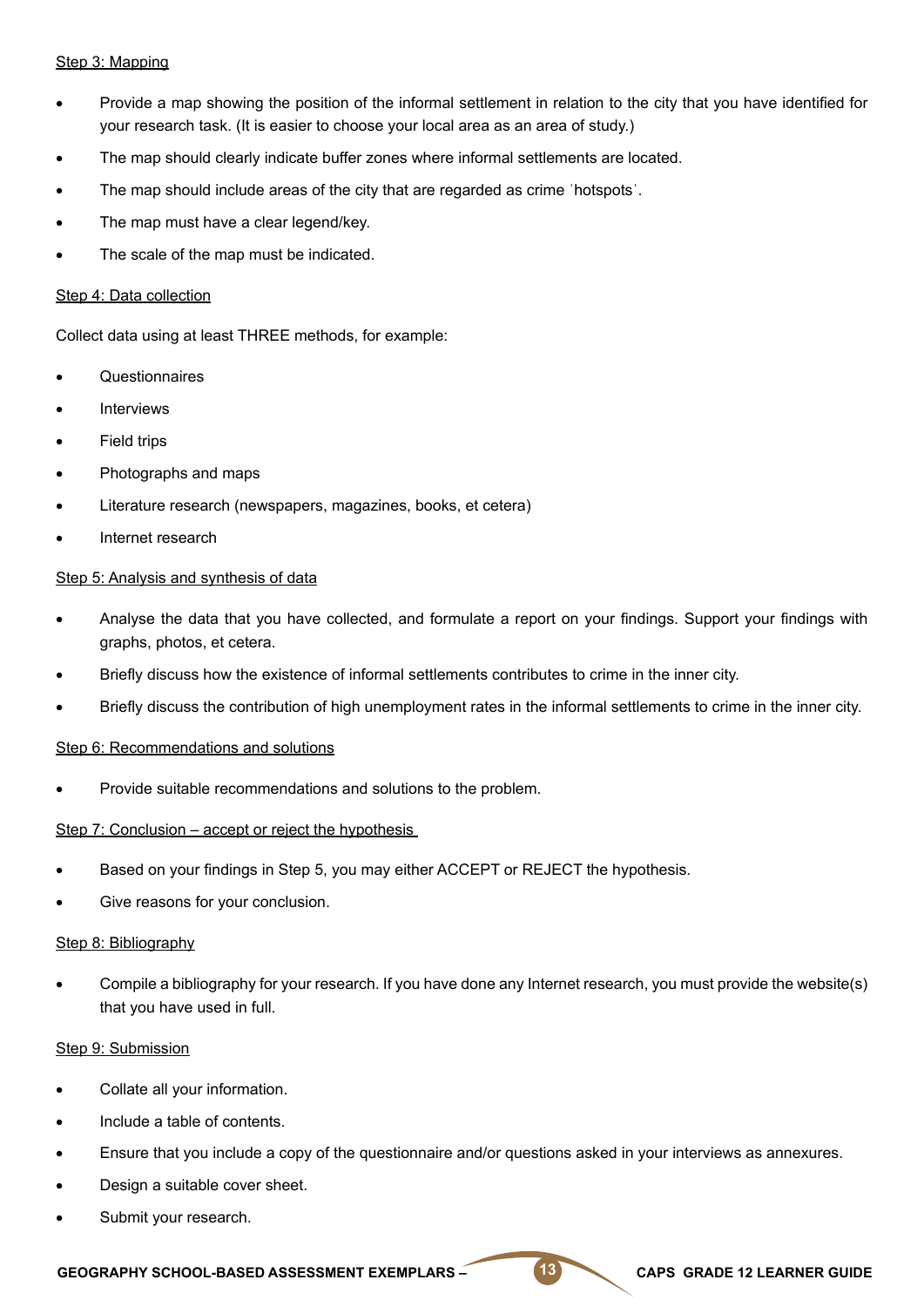Step 3: Mapping

- Provide a map showing the position of the informal settlement in relation to the city that you have identified for your research task. (It is easier to choose your local area as an area of study.)
- The map should clearly indicate buffer zones where informal settlements are located.
- The map should include areas of the city that are regarded as crime 'hotspots'.
- The map must have a clear legend/key.
- The scale of the map must be indicated.

Step 4: Data collection

Collect data using at least THREE methods, for example:

- Questionnaires
- Interviews
- Field trips
- Photographs and maps
- Literature research (newspapers, magazines, books, et cetera)
- Internet research

Step 5: Analysis and synthesis of data

- Analyse the data that you have collected, and formulate a report on your findings. Support your findings with graphs, photos, et cetera.
- Briefly discuss how the existence of informal settlements contributes to crime in the inner city.
- Briefly discuss the contribution of high unemployment rates in the informal settlements to crime in the inner city.

Step 6: Recommendations and solutions

- Provide suitable recommendations and solutions to the problem.

Step 7: Conclusion – accept or reject the hypothesis

- Based on your findings in Step 5, you may either ACCEPT or REJECT the hypothesis.
- Give reasons for your conclusion.

Step 8: Bibliography

- Compile a bibliography for your research. If you have done any Internet research, you must provide the website(s) that you have used in full.

Step 9: Submission

- Collate all your information.
- Include a table of contents.
- Ensure that you include a copy of the questionnaire and/or questions asked in your interviews as annexures.
- Design a suitable cover sheet.
- Submit your research.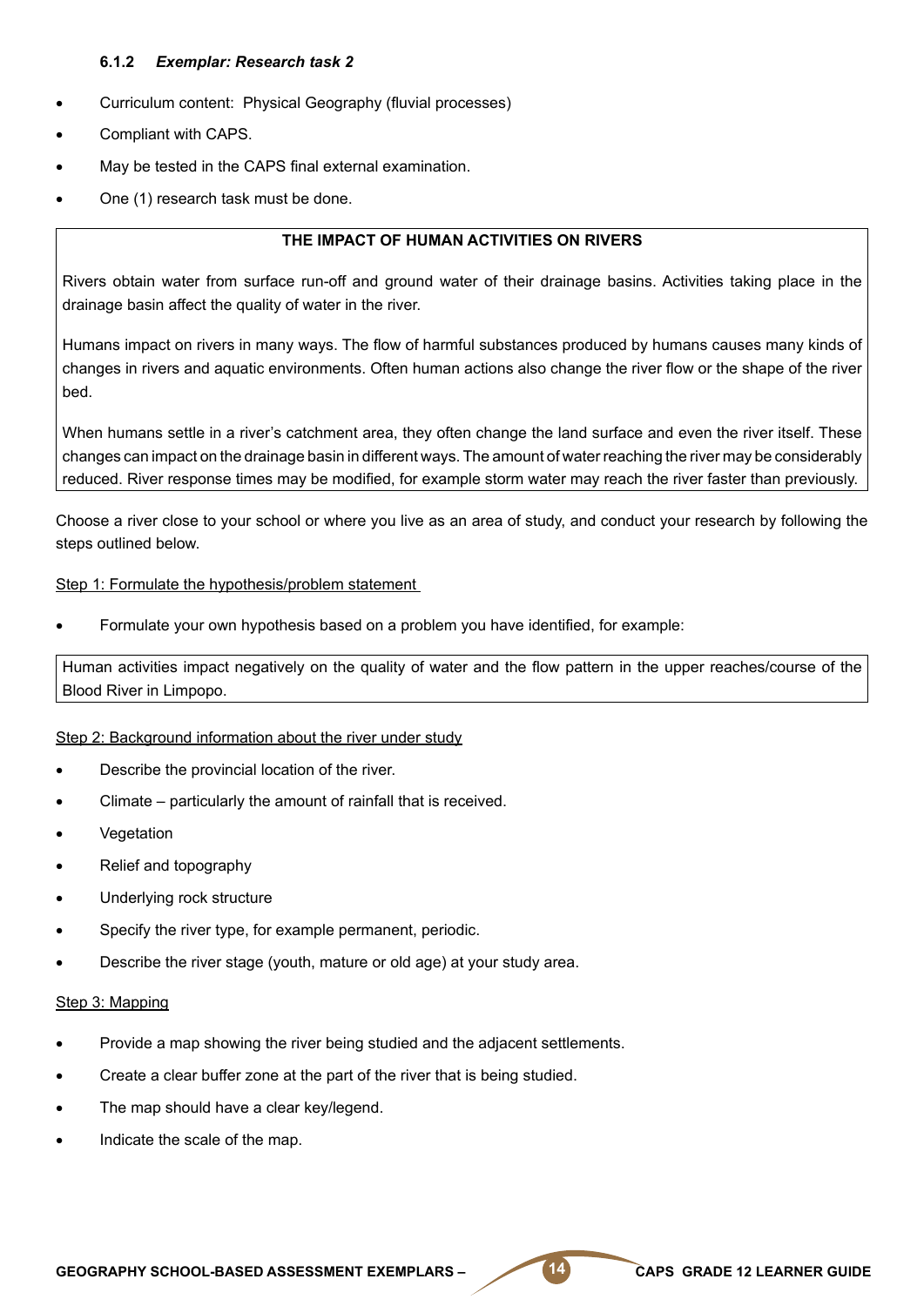### 6.1.2 *Exemplar: Research task 2*

- Curriculum content: Physical Geography (fluvial processes)
- Compliant with CAPS.
- May be tested in the CAPS final external examination.
- One (1) research task must be done.

| **THE IMPACT OF HUMAN ACTIVITIES ON RIVERS** |
|---|
| Rivers obtain water from surface run-off and ground water of their drainage basins. Activities taking place in the drainage basin affect the quality of water in the river. <br><br> Humans impact on rivers in many ways. The flow of harmful substances produced by humans causes many kinds of changes in rivers and aquatic environments. Often human actions also change the river flow or the shape of the river bed. <br><br> When humans settle in a river's catchment area, they often change the land surface and even the river itself. These changes can impact on the drainage basin in different ways. The amount of water reaching the river may be considerably reduced. River response times may be modified, for example storm water may reach the river faster than previously. |

Choose a river close to your school or where you live as an area of study, and conduct your research by following the steps outlined below.

Step 1: Formulate the hypothesis/problem statement

- Formulate your own hypothesis based on a problem you have identified, for example:

| Human activities impact negatively on the quality of water and the flow pattern in the upper reaches/course of the Blood River in Limpopo. |
|---|

Step 2: Background information about the river under study

- Describe the provincial location of the river.
- Climate – particularly the amount of rainfall that is received.
- Vegetation
- Relief and topography
- Underlying rock structure
- Specify the river type, for example permanent, periodic.
- Describe the river stage (youth, mature or old age) at your study area.

Step 3: Mapping

- Provide a map showing the river being studied and the adjacent settlements.
- Create a clear buffer zone at the part of the river that is being studied.
- The map should have a clear key/legend.
- Indicate the scale of the map.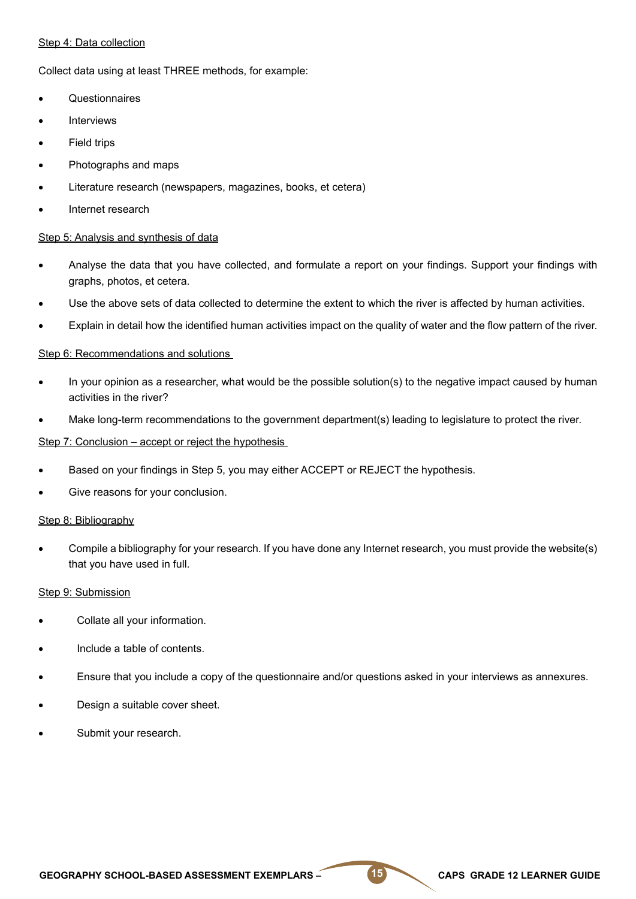Step 4: Data collection

Collect data using at least THREE methods, for example:

- Questionnaires
- Interviews
- Field trips
- Photographs and maps
- Literature research (newspapers, magazines, books, et cetera)
- Internet research

Step 5: Analysis and synthesis of data

- Analyse the data that you have collected, and formulate a report on your findings. Support your findings with graphs, photos, et cetera.
- Use the above sets of data collected to determine the extent to which the river is affected by human activities.
- Explain in detail how the identified human activities impact on the quality of water and the flow pattern of the river.

Step 6: Recommendations and solutions

- In your opinion as a researcher, what would be the possible solution(s) to the negative impact caused by human activities in the river?
- Make long-term recommendations to the government department(s) leading to legislature to protect the river.

Step 7: Conclusion – accept or reject the hypothesis

- Based on your findings in Step 5, you may either ACCEPT or REJECT the hypothesis.
- Give reasons for your conclusion.

Step 8: Bibliography

- Compile a bibliography for your research. If you have done any Internet research, you must provide the website(s) that you have used in full.

Step 9: Submission

- Collate all your information.
- Include a table of contents.
- Ensure that you include a copy of the questionnaire and/or questions asked in your interviews as annexures.
- Design a suitable cover sheet.
- Submit your research.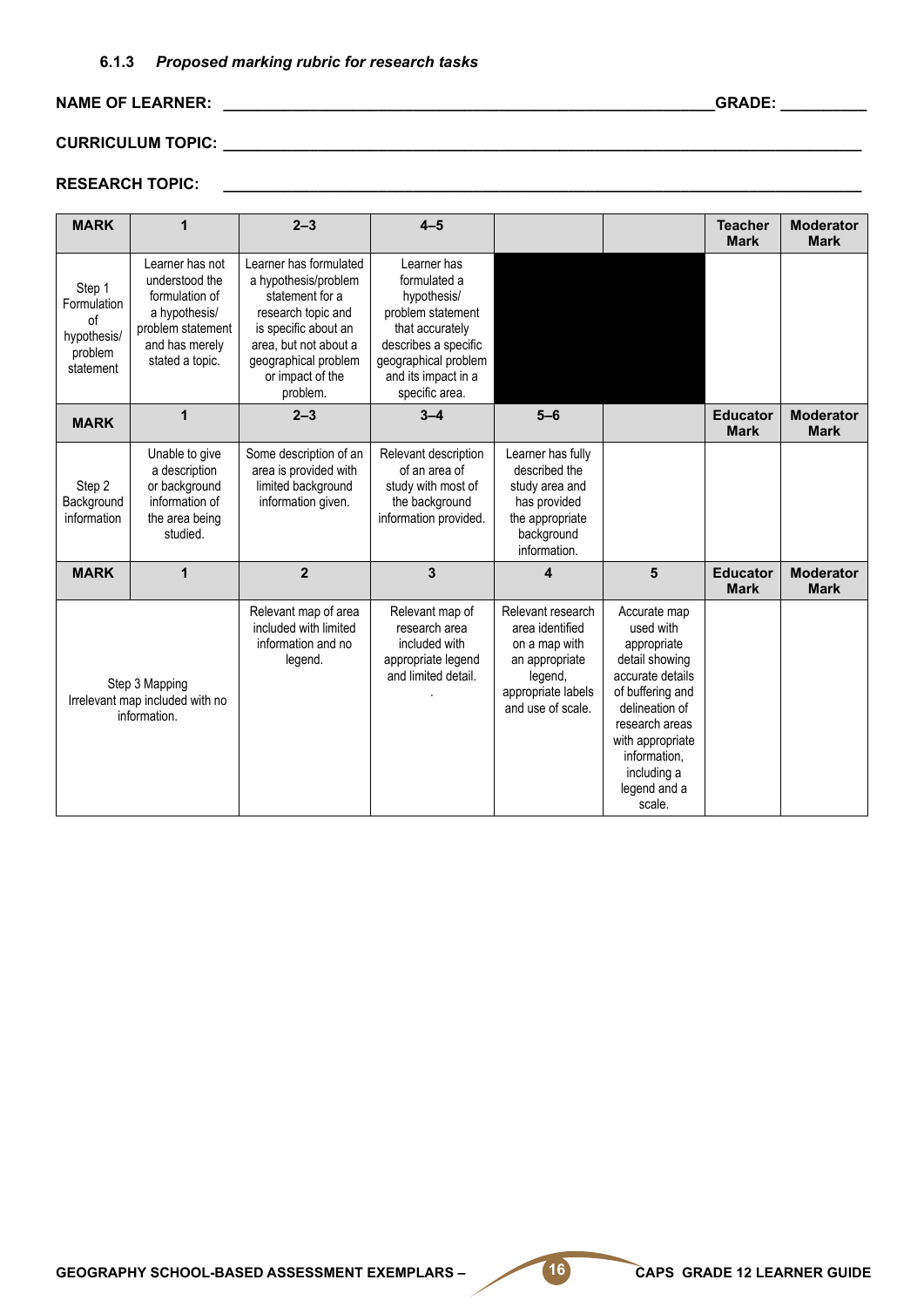### 6.1.3 *Proposed marking rubric for research tasks*

**NAME OF LEARNER:** ______________________________ **GRADE:** __________

**CURRICULUM TOPIC:** ______________________________

**RESEARCH TOPIC:** ______________________________

| **MARK** | **1** | **2–3** | **4–5** | | | **Teacher Mark** | **Moderator Mark** |
|---|---|---|---|---|---|---|---|
| Step 1 Formulation of hypothesis/ problem statement | Learner has not understood the formulation of a hypothesis/ problem statement and has merely stated a topic. | Learner has formulated a hypothesis/problem statement for a research topic and is specific about an area, but not about a geographical problem or impact of the problem. | Learner has formulated a hypothesis/ problem statement that accurately describes a specific geographical problem and its impact in a specific area. | | | | |
| **MARK** | **1** | **2–3** | **3–4** | **5–6** | | **Educator Mark** | **Moderator Mark** |
| Step 2 Background information | Unable to give a description or background information of the area being studied. | Some description of an area is provided with limited background information given. | Relevant description of an area of study with most of the background information provided. | Learner has fully described the study area and has provided the appropriate background information. | | | |
| **MARK** | **1** | **2** | **3** | **4** | **5** | **Educator Mark** | **Moderator Mark** |
| Step 3 Mapping | Irrelevant map included with no information. | Relevant map of area included with limited information and no legend. | Relevant map of research area included with appropriate legend and limited detail. . | Relevant research area identified on a map with an appropriate legend, appropriate labels and use of scale. | Accurate map used with appropriate detail showing accurate details of buffering and delineation of research areas with appropriate information, including a legend and a scale. | | |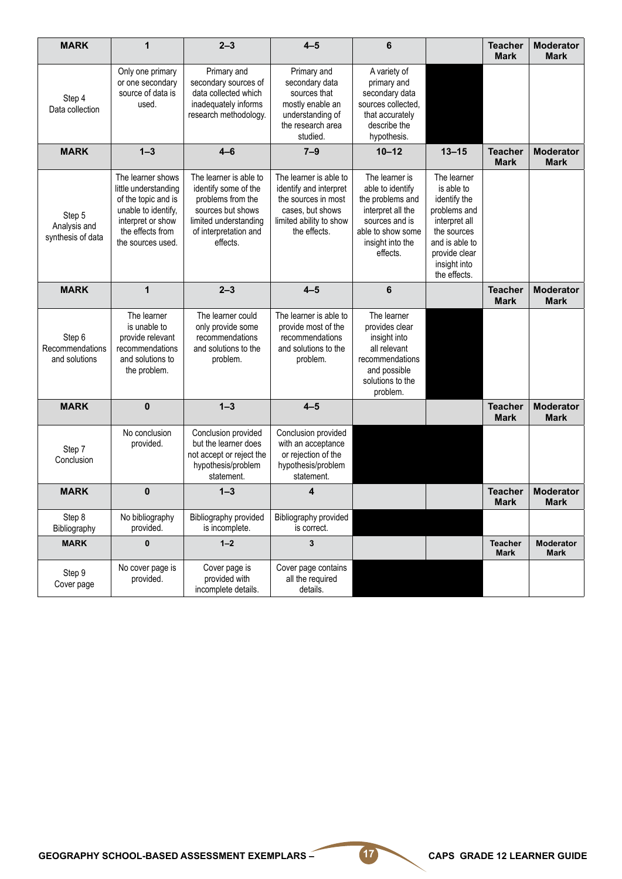| MARK | 1 | 2–3 | 4–5 | 6 | | Teacher Mark | Moderator Mark |
|---|---|---|---|---|---|---|---|
| Step 4 Data collection | Only one primary or one secondary source of data is used. | Primary and secondary sources of data collected which inadequately informs research methodology. | Primary and secondary data sources that mostly enable an understanding of the research area studied. | A variety of primary and secondary data sources collected, that accurately describe the hypothesis. | | | |
| **MARK** | **1–3** | **4–6** | **7–9** | **10–12** | **13–15** | **Teacher Mark** | **Moderator Mark** |
| Step 5 Analysis and synthesis of data | The learner shows little understanding of the topic and is unable to identify, interpret or show the effects from the sources used. | The learner is able to identify some of the problems from the sources but shows limited understanding of interpretation and effects. | The learner is able to identify and interpret the sources in most cases, but shows limited ability to show the effects. | The learner is able to identify the problems and interpret all the sources and is able to show some insight into the effects. | The learner is able to identify the problems and interpret all the sources and is able to provide clear insight into the effects. | | |
| **MARK** | **1** | **2–3** | **4–5** | **6** | | **Teacher Mark** | **Moderator Mark** |
| Step 6 Recommendations and solutions | The learner is unable to provide relevant recommendations and solutions to the problem. | The learner could only provide some recommendations and solutions to the problem. | The learner is able to provide most of the recommendations and solutions to the problem. | The learner provides clear insight into all relevant recommendations and possible solutions to the problem. | | | |
| **MARK** | **0** | **1–3** | **4–5** | | | **Teacher Mark** | **Moderator Mark** |
| Step 7 Conclusion | No conclusion provided. | Conclusion provided but the learner does not accept or reject the hypothesis/problem statement. | Conclusion provided with an acceptance or rejection of the hypothesis/problem statement. | | | | |
| **MARK** | **0** | **1–3** | **4** | | | **Teacher Mark** | **Moderator Mark** |
| Step 8 Bibliography | No bibliography provided. | Bibliography provided is incomplete. | Bibliography provided is correct. | | | | |
| **MARK** | **0** | **1–2** | **3** | | | **Teacher Mark** | **Moderator Mark** |
| Step 9 Cover page | No cover page is provided. | Cover page is provided with incomplete details. | Cover page contains all the required details. | | | | |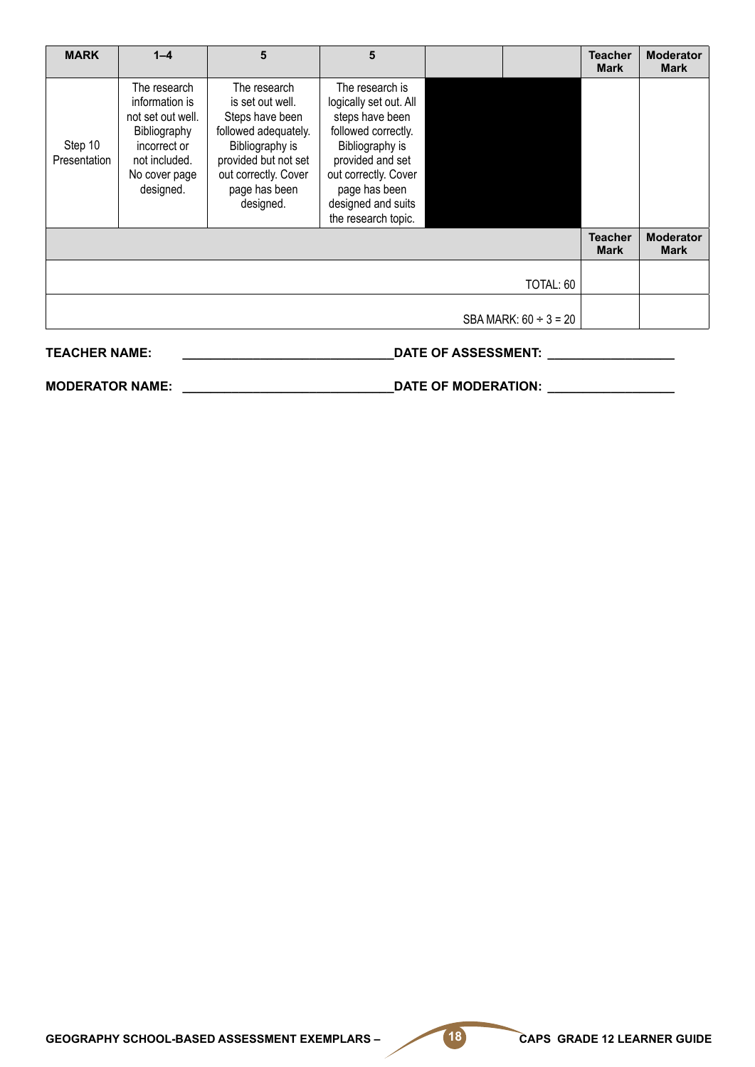| MARK | 1–4 | 5 | 5 | | | Teacher Mark | Moderator Mark |
|---|---|---|---|---|---|---|---|
| Step 10 Presentation | The research information is not set out well. Bibliography incorrect or not included. No cover page designed. | The research is set out well. Steps have been followed adequately. Bibliography is provided but not set out correctly. Cover page has been designed. | The research is logically set out. All steps have been followed correctly. Bibliography is provided and set out correctly. Cover page has been designed and suits the research topic. | | | | |
| | | | | | | Teacher Mark | Moderator Mark |
| | | | | | TOTAL: 60 | | |
| | | | | | SBA MARK: 60 ÷ 3 = 20 | | |

**TEACHER NAME:** ______________________________ **DATE OF ASSESSMENT:** __________________

**MODERATOR NAME:** ______________________________ **DATE OF MODERATION:** __________________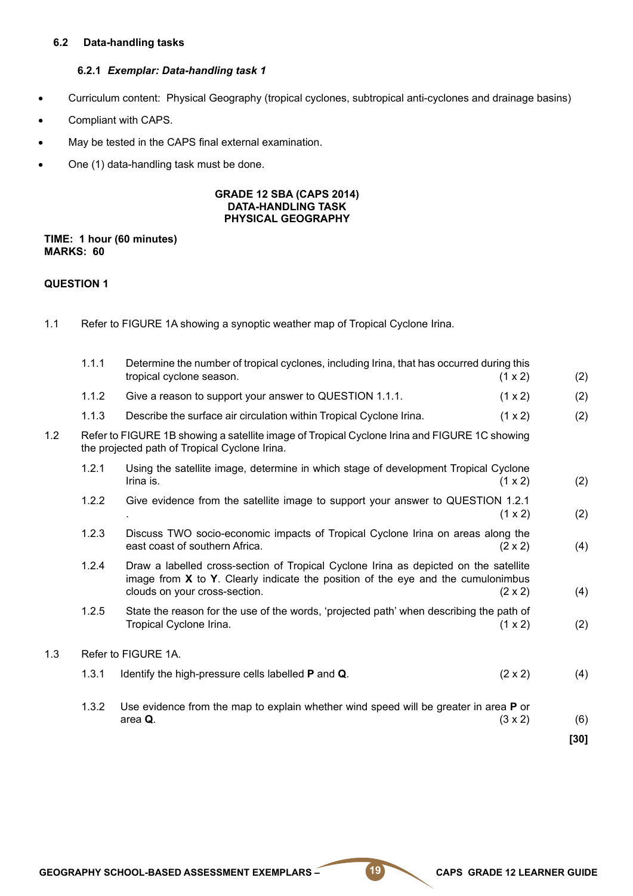### 6.2 Data-handling tasks

#### 6.2.1 *Exemplar: Data-handling task 1*

- Curriculum content: Physical Geography (tropical cyclones, subtropical anti-cyclones and drainage basins)
- Compliant with CAPS.
- May be tested in the CAPS final external examination.
- One (1) data-handling task must be done.

**GRADE 12 SBA (CAPS 2014)**
**DATA-HANDLING TASK**
**PHYSICAL GEOGRAPHY**

**TIME: 1 hour (60 minutes)**
**MARKS: 60**

**QUESTION 1**

1.1 Refer to FIGURE 1A showing a synoptic weather map of Tropical Cyclone Irina.

| | | | |
|---|---|---|---|
| 1.1.1 | Determine the number of tropical cyclones, including Irina, that has occurred during this tropical cyclone season. | (1 x 2) | (2) |
| 1.1.2 | Give a reason to support your answer to QUESTION 1.1.1. | (1 x 2) | (2) |
| 1.1.3 | Describe the surface air circulation within Tropical Cyclone Irina. | (1 x 2) | (2) |

1.2 Refer to FIGURE 1B showing a satellite image of Tropical Cyclone Irina and FIGURE 1C showing the projected path of Tropical Cyclone Irina.

| | | | |
|---|---|---|---|
| 1.2.1 | Using the satellite image, determine in which stage of development Tropical Cyclone Irina is. | (1 x 2) | (2) |
| 1.2.2 | Give evidence from the satellite image to support your answer to QUESTION 1.2.1 . | (1 x 2) | (2) |
| 1.2.3 | Discuss TWO socio-economic impacts of Tropical Cyclone Irina on areas along the east coast of southern Africa. | (2 x 2) | (4) |
| 1.2.4 | Draw a labelled cross-section of Tropical Cyclone Irina as depicted on the satellite image from **X** to **Y**. Clearly indicate the position of the eye and the cumulonimbus clouds on your cross-section. | (2 x 2) | (4) |
| 1.2.5 | State the reason for the use of the words, 'projected path' when describing the path of Tropical Cyclone Irina. | (1 x 2) | (2) |

1.3 Refer to FIGURE 1A.

| | | | |
|---|---|---|---|
| 1.3.1 | Identify the high-pressure cells labelled **P** and **Q**. | (2 x 2) | (4) |
| 1.3.2 | Use evidence from the map to explain whether wind speed will be greater in area **P** or area **Q**. | (3 x 2) | (6) |

**[30]**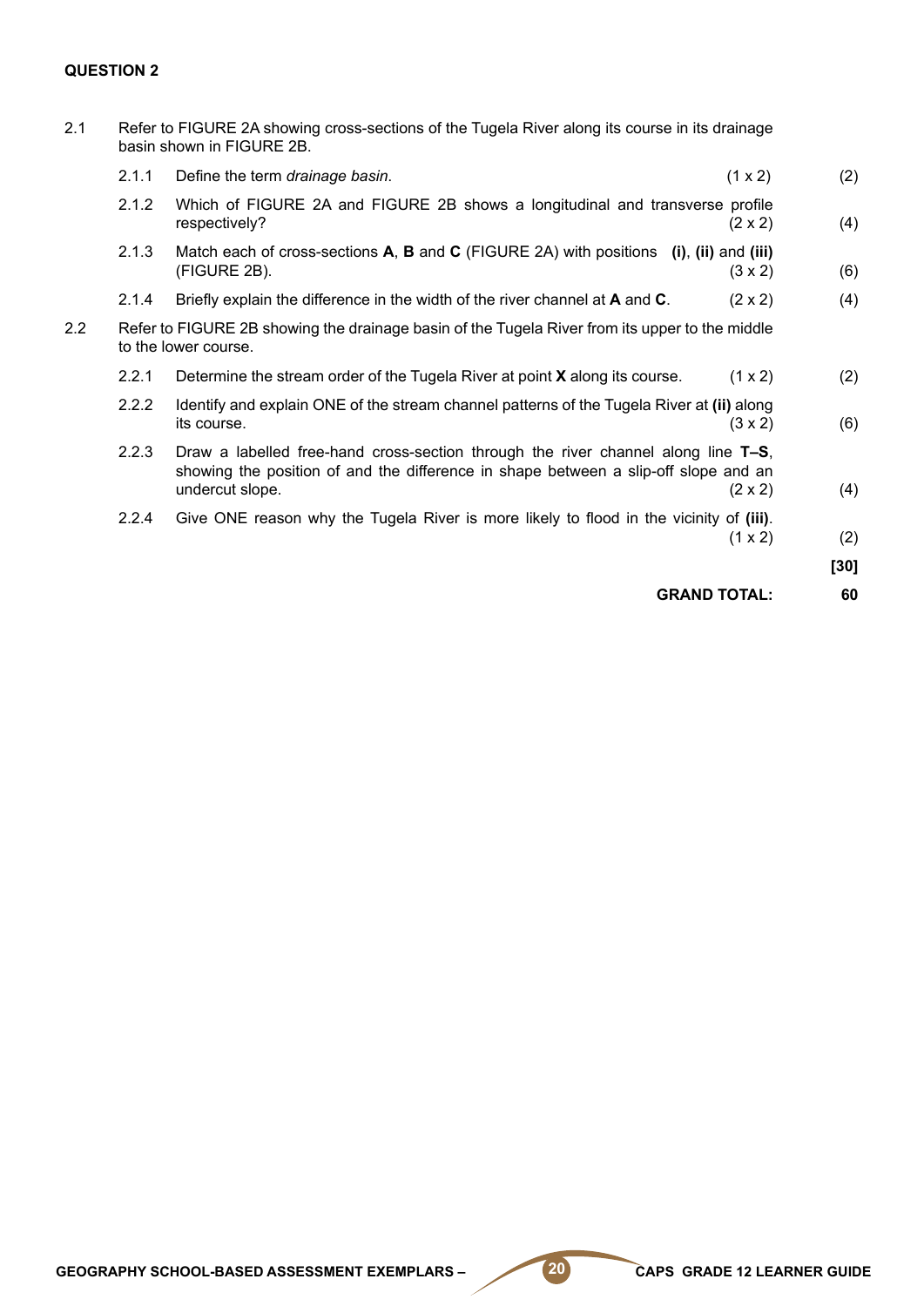**QUESTION 2**

2.1 Refer to FIGURE 2A showing cross-sections of the Tugela River along its course in its drainage basin shown in FIGURE 2B.

2.1.1 Define the term *drainage basin*. (1 x 2) (2)

2.1.2 Which of FIGURE 2A and FIGURE 2B shows a longitudinal and transverse profile respectively? (2 x 2) (4)

2.1.3 Match each of cross-sections **A**, **B** and **C** (FIGURE 2A) with positions **(i)**, **(ii)** and **(iii)** (FIGURE 2B). (3 x 2) (6)

2.1.4 Briefly explain the difference in the width of the river channel at **A** and **C**. (2 x 2) (4)

2.2 Refer to FIGURE 2B showing the drainage basin of the Tugela River from its upper to the middle to the lower course.

2.2.1 Determine the stream order of the Tugela River at point **X** along its course. (1 x 2) (2)

2.2.2 Identify and explain ONE of the stream channel patterns of the Tugela River at **(ii)** along its course. (3 x 2) (6)

2.2.3 Draw a labelled free-hand cross-section through the river channel along line **T–S**, showing the position of and the difference in shape between a slip-off slope and an undercut slope. (2 x 2) (4)

2.2.4 Give ONE reason why the Tugela River is more likely to flood in the vicinity of **(iii)**. (1 x 2) (2)

**[30]**

**GRAND TOTAL: 60**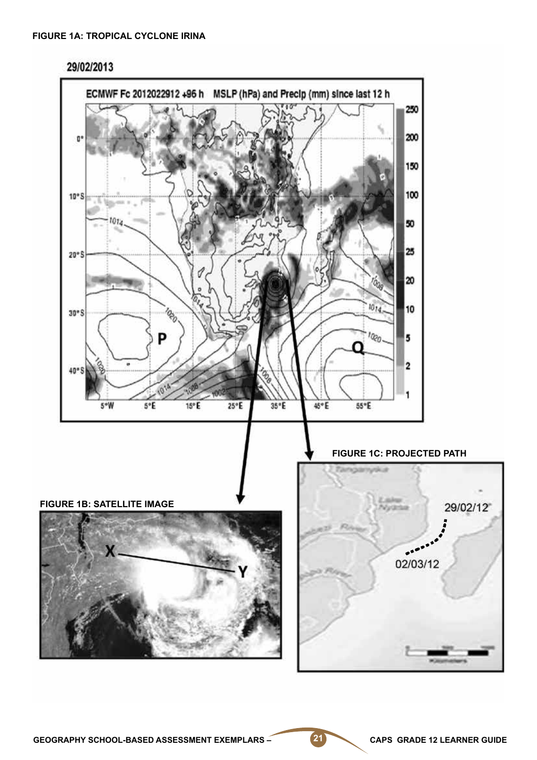**FIGURE 1A: TROPICAL CYCLONE IRINA**

29/02/2013

ECMWF Fc 2012022912 +96 h MSLP (hPa) and Precip (mm) since last 12 h

**FIGURE 1C: PROJECTED PATH**

29/02/12

02/03/12

**FIGURE 1B: SATELLITE IMAGE**

X

Y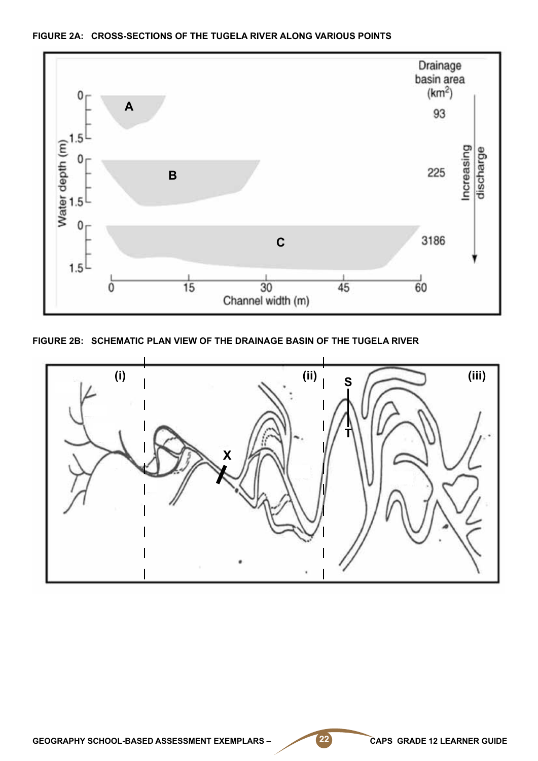**FIGURE 2A: CROSS-SECTIONS OF THE TUGELA RIVER ALONG VARIOUS POINTS**

**FIGURE 2B: SCHEMATIC PLAN VIEW OF THE DRAINAGE BASIN OF THE TUGELA RIVER**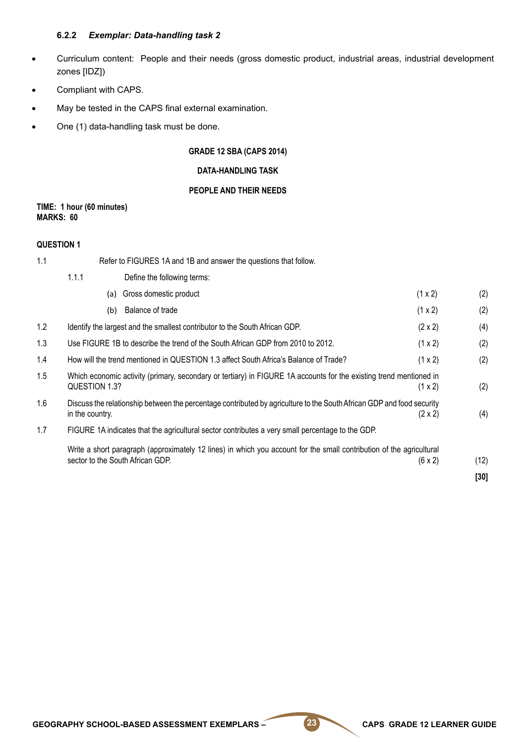### 6.2.2 *Exemplar: Data-handling task 2*

- Curriculum content: People and their needs (gross domestic product, industrial areas, industrial development zones [IDZ])
- Compliant with CAPS.
- May be tested in the CAPS final external examination.
- One (1) data-handling task must be done.

**GRADE 12 SBA (CAPS 2014)**

**DATA-HANDLING TASK**

**PEOPLE AND THEIR NEEDS**

**TIME: 1 hour (60 minutes)**
**MARKS: 60**

**QUESTION 1**

1.1 Refer to FIGURES 1A and 1B and answer the questions that follow.

1.1.1 Define the following terms:

(a) Gross domestic product (1 x 2) (2)

(b) Balance of trade (1 x 2) (2)

1.2 Identify the largest and the smallest contributor to the South African GDP. (2 x 2) (4)

1.3 Use FIGURE 1B to describe the trend of the South African GDP from 2010 to 2012. (1 x 2) (2)

1.4 How will the trend mentioned in QUESTION 1.3 affect South Africa's Balance of Trade? (1 x 2) (2)

1.5 Which economic activity (primary, secondary or tertiary) in FIGURE 1A accounts for the existing trend mentioned in QUESTION 1.3? (1 x 2) (2)

1.6 Discuss the relationship between the percentage contributed by agriculture to the South African GDP and food security in the country. (2 x 2) (4)

1.7 FIGURE 1A indicates that the agricultural sector contributes a very small percentage to the GDP.

Write a short paragraph (approximately 12 lines) in which you account for the small contribution of the agricultural sector to the South African GDP. (6 x 2) (12)

**[30]**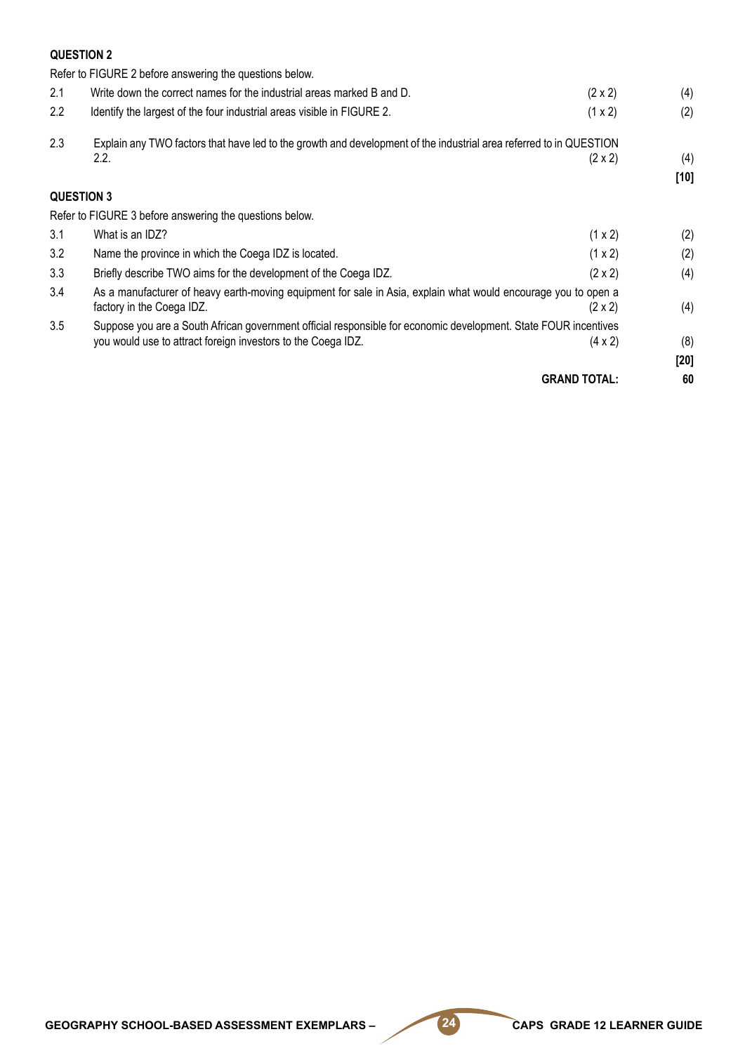**QUESTION 2**

Refer to FIGURE 2 before answering the questions below.

| | | | |
|---|---|---|---|
| 2.1 | Write down the correct names for the industrial areas marked B and D. | (2 x 2) | (4) |
| 2.2 | Identify the largest of the four industrial areas visible in FIGURE 2. | (1 x 2) | (2) |
| 2.3 | Explain any TWO factors that have led to the growth and development of the industrial area referred to in QUESTION 2.2. | (2 x 2) | (4) |
| | | | **[10]** |

**QUESTION 3**

Refer to FIGURE 3 before answering the questions below.

| | | | |
|---|---|---|---|
| 3.1 | What is an IDZ? | (1 x 2) | (2) |
| 3.2 | Name the province in which the Coega IDZ is located. | (1 x 2) | (2) |
| 3.3 | Briefly describe TWO aims for the development of the Coega IDZ. | (2 x 2) | (4) |
| 3.4 | As a manufacturer of heavy earth-moving equipment for sale in Asia, explain what would encourage you to open a factory in the Coega IDZ. | (2 x 2) | (4) |
| 3.5 | Suppose you are a South African government official responsible for economic development. State FOUR incentives you would use to attract foreign investors to the Coega IDZ. | (4 x 2) | (8) |
| | | | **[20]** |
| | | **GRAND TOTAL:** | **60** |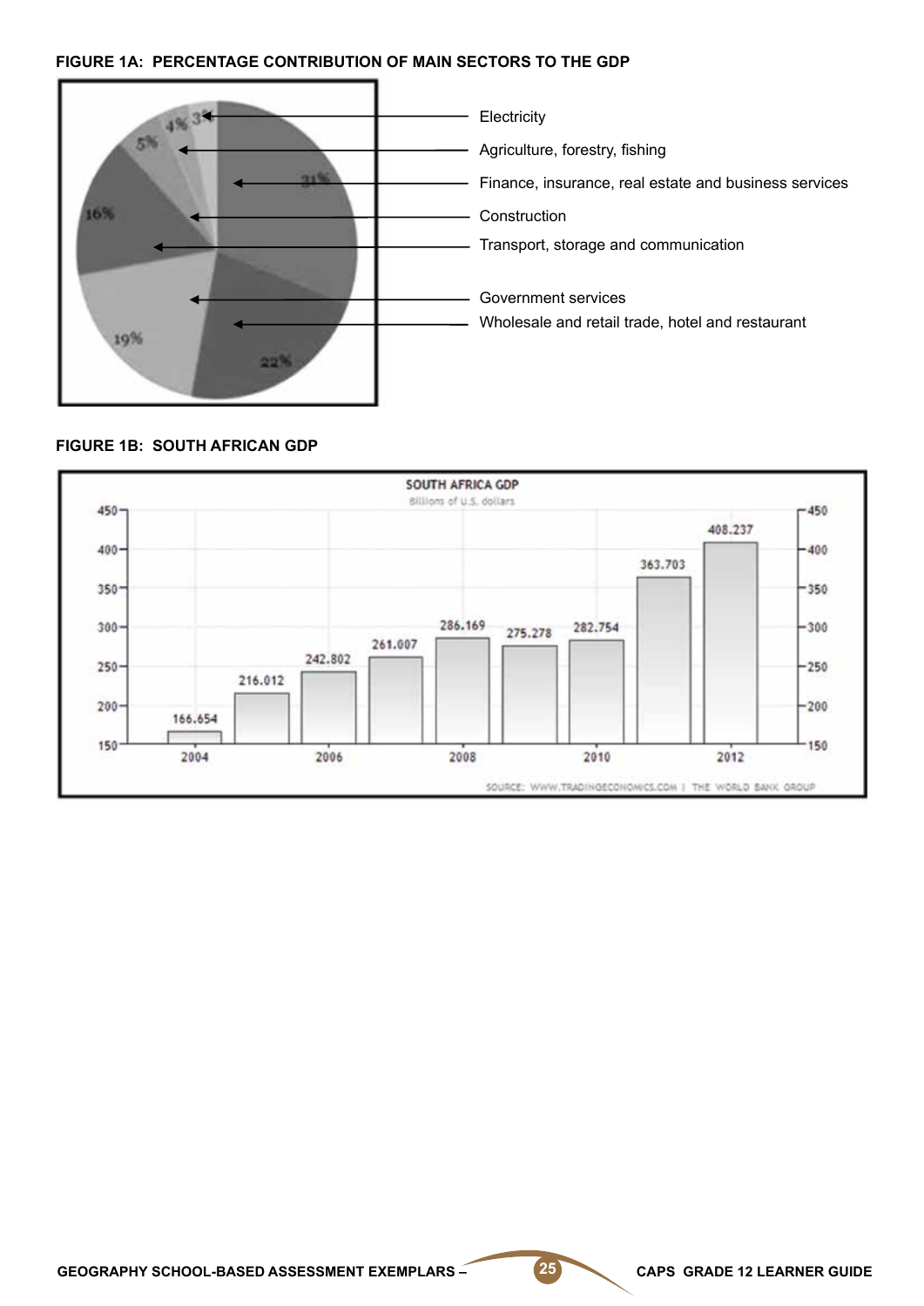**FIGURE 1A: PERCENTAGE CONTRIBUTION OF MAIN SECTORS TO THE GDP**

- Electricity
- Agriculture, forestry, fishing
- Finance, insurance, real estate and business services
- Construction
- Transport, storage and communication
- Government services
- Wholesale and retail trade, hotel and restaurant

31% · 22% · 19% · 16% · 5% · 4% · 3%

**FIGURE 1B: SOUTH AFRICAN GDP**

SOUTH AFRICA GDP
Billions of U.S. dollars

| Year | GDP |
|---|---|
| 2004 | 166.654 |
| 2005 | 216.012 |
| 2006 | 242.802 |
| 2007 | 261.007 |
| 2008 | 286.169 |
| 2009 | 275.278 |
| 2010 | 282.754 |
| 2011 | 363.703 |
| 2012 | 408.237 |

SOURCE: WWW.TRADINGECONOMICS.COM | THE WORLD BANK GROUP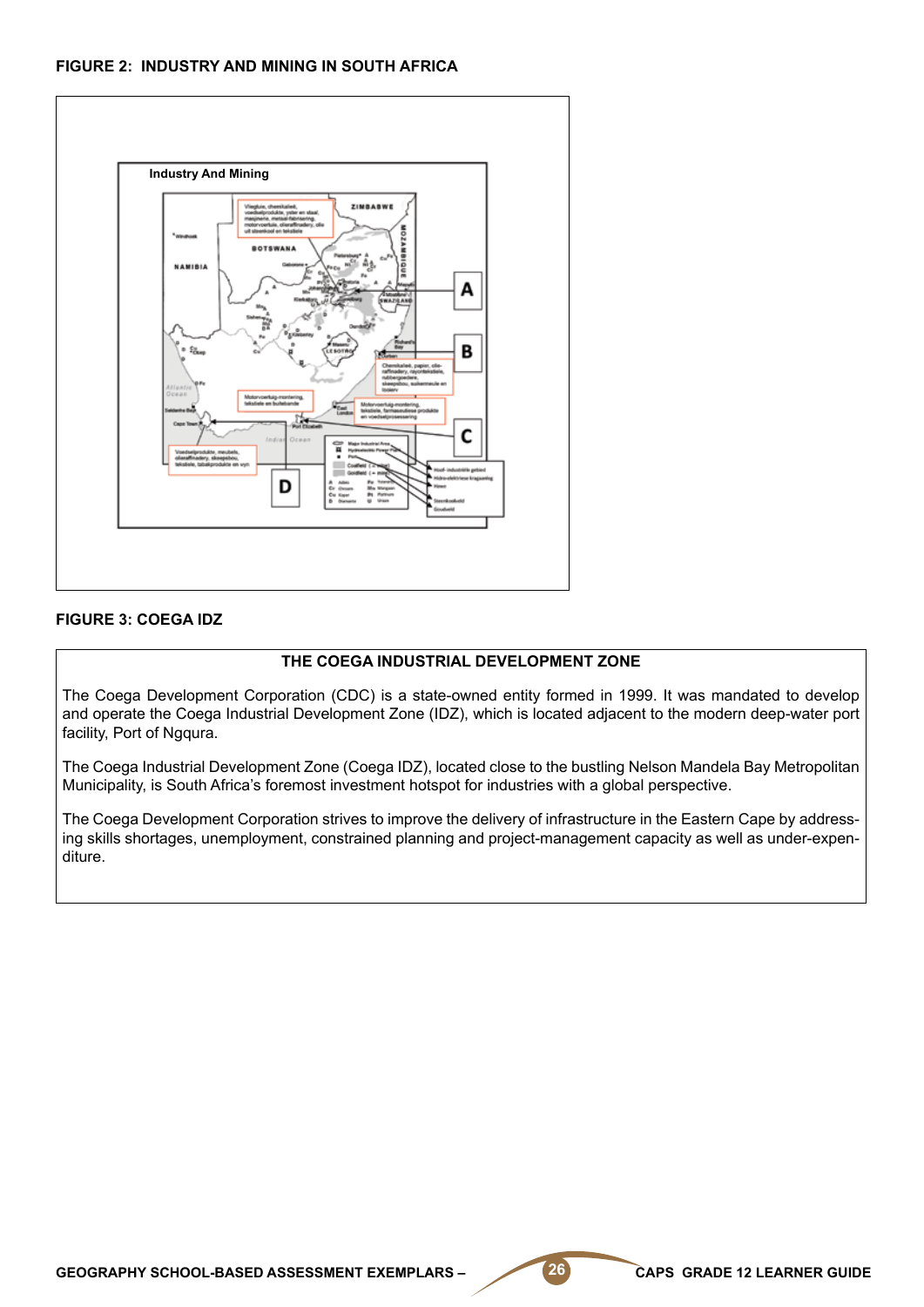**FIGURE 2: INDUSTRY AND MINING IN SOUTH AFRICA**

**FIGURE 3: COEGA IDZ**

**THE COEGA INDUSTRIAL DEVELOPMENT ZONE**

The Coega Development Corporation (CDC) is a state-owned entity formed in 1999. It was mandated to develop and operate the Coega Industrial Development Zone (IDZ), which is located adjacent to the modern deep-water port facility, Port of Ngqura.

The Coega Industrial Development Zone (Coega IDZ), located close to the bustling Nelson Mandela Bay Metropolitan Municipality, is South Africa's foremost investment hotspot for industries with a global perspective.

The Coega Development Corporation strives to improve the delivery of infrastructure in the Eastern Cape by addressing skills shortages, unemployment, constrained planning and project-management capacity as well as under-expenditure.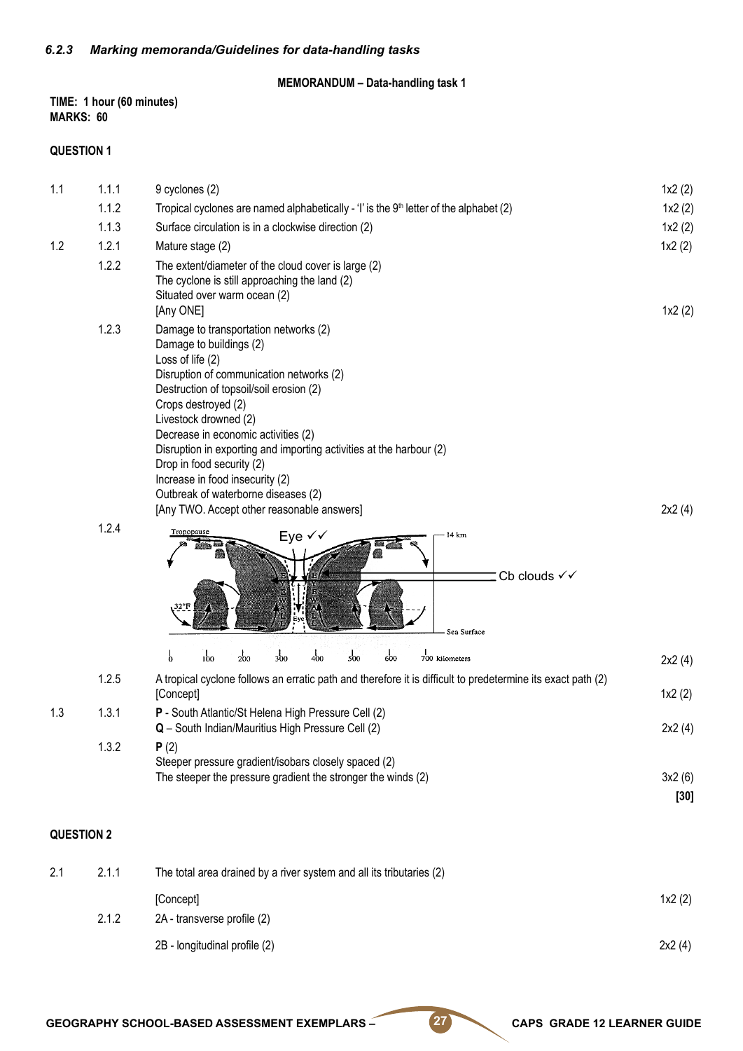### *6.2.3 Marking memoranda/Guidelines for data-handling tasks*

**MEMORANDUM – Data-handling task 1**

**TIME: 1 hour (60 minutes)**
**MARKS: 60**

**QUESTION 1**

| | | | |
|---|---|---|---|
| 1.1 | 1.1.1 | 9 cyclones (2) | 1x2 (2) |
| | 1.1.2 | Tropical cyclones are named alphabetically - 'I' is the 9th letter of the alphabet (2) | 1x2 (2) |
| | 1.1.3 | Surface circulation is in a clockwise direction (2) | 1x2 (2) |
| 1.2 | 1.2.1 | Mature stage (2) | 1x2 (2) |
| | 1.2.2 | The extent/diameter of the cloud cover is large (2)<br>The cyclone is still approaching the land (2)<br>Situated over warm ocean (2)<br>[Any ONE] | 1x2 (2) |
| | 1.2.3 | Damage to transportation networks (2)<br>Damage to buildings (2)<br>Loss of life (2)<br>Disruption of communication networks (2)<br>Destruction of topsoil/soil erosion (2)<br>Crops destroyed (2)<br>Livestock drowned (2)<br>Decrease in economic activities (2)<br>Disruption in exporting and importing activities at the harbour (2)<br>Drop in food security (2)<br>Increase in food insecurity (2)<br>Outbreak of waterborne diseases (2)<br>[Any TWO. Accept other reasonable answers] | 2x2 (4) |
| | 1.2.4 | [Diagram: cross-section of tropical cyclone labelled: Eye ✓✓; Cb clouds ✓✓; Tropopause; 14 km; Sea Surface; 32°F; 0–700 kilometers] | 2x2 (4) |
| | 1.2.5 | A tropical cyclone follows an erratic path and therefore it is difficult to predetermine its exact path (2)<br>[Concept] | 1x2 (2) |
| 1.3 | 1.3.1 | **P** - South Atlantic/St Helena High Pressure Cell (2)<br>**Q** – South Indian/Mauritius High Pressure Cell (2) | 2x2 (4) |
| | 1.3.2 | **P** (2)<br>Steeper pressure gradient/isobars closely spaced (2)<br>The steeper the pressure gradient the stronger the winds (2) | 3x2 (6) |
| | | | **[30]** |

**QUESTION 2**

| | | | |
|---|---|---|---|
| 2.1 | 2.1.1 | The total area drained by a river system and all its tributaries (2)<br>[Concept] | 1x2 (2) |
| | 2.1.2 | 2A - transverse profile (2)<br>2B - longitudinal profile (2) | 2x2 (4) |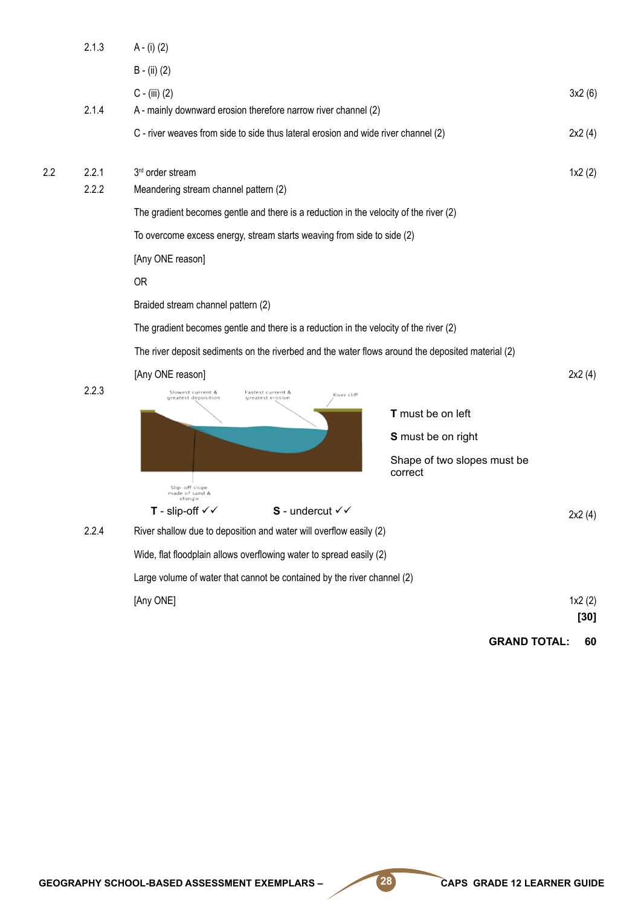| | | | |
|---|---|---|---|
| | 2.1.3 | A - (i) (2) | |
| | | B - (ii) (2) | |
| | | C - (iii) (2) | 3x2 (6) |
| | 2.1.4 | A - mainly downward erosion therefore narrow river channel (2) | |
| | | C - river weaves from side to side thus lateral erosion and wide river channel (2) | 2x2 (4) |
| 2.2 | 2.2.1 | 3rd order stream | 1x2 (2) |
| | 2.2.2 | Meandering stream channel pattern (2) | |
| | | The gradient becomes gentle and there is a reduction in the velocity of the river (2) | |
| | | To overcome excess energy, stream starts weaving from side to side (2) | |
| | | [Any ONE reason] | |
| | | OR | |
| | | Braided stream channel pattern (2) | |
| | | The gradient becomes gentle and there is a reduction in the velocity of the river (2) | |
| | | The river deposit sediments on the riverbed and the water flows around the deposited material (2) | |
| | | [Any ONE reason] | 2x2 (4) |
| | 2.2.3 | Slowest current & greatest deposition; Fastest current & greatest erosion; River cliff; Slip-off slope made of sand & shingle | |
| | | **T** must be on left | |
| | | **S** must be on right | |
| | | Shape of two slopes must be correct | |
| | | **T** - slip-off ✓✓ **S** - undercut ✓✓ | 2x2 (4) |
| | 2.2.4 | River shallow due to deposition and water will overflow easily (2) | |
| | | Wide, flat floodplain allows overflowing water to spread easily (2) | |
| | | Large volume of water that cannot be contained by the river channel (2) | |
| | | [Any ONE] | 1x2 (2) |
| | | | **[30]** |

**GRAND TOTAL: 60**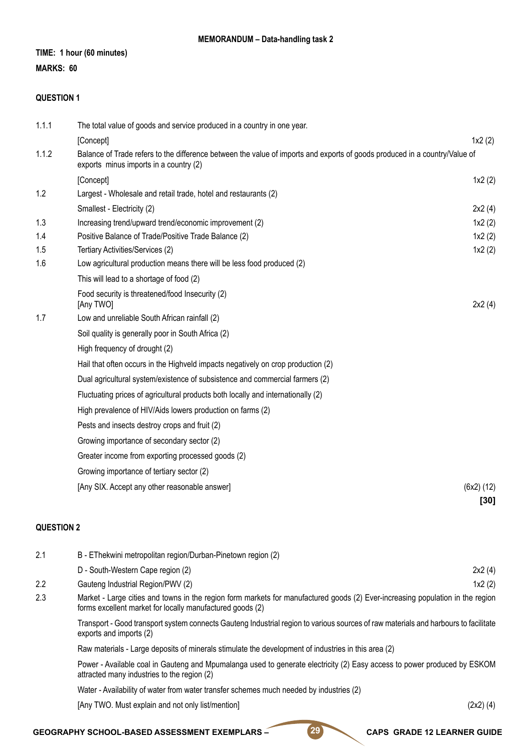**MEMORANDUM – Data-handling task 2**

**TIME: 1 hour (60 minutes)**

**MARKS: 60**

## QUESTION 1

| | | |
|---|---|---|
| 1.1.1 | The total value of goods and service produced in a country in one year. | |
| | [Concept] | 1x2 (2) |
| 1.1.2 | Balance of Trade refers to the difference between the value of imports and exports of goods produced in a country/Value of exports minus imports in a country (2) | |
| | [Concept] | 1x2 (2) |
| 1.2 | Largest - Wholesale and retail trade, hotel and restaurants (2) | |
| | Smallest - Electricity (2) | 2x2 (4) |
| 1.3 | Increasing trend/upward trend/economic improvement (2) | 1x2 (2) |
| 1.4 | Positive Balance of Trade/Positive Trade Balance (2) | 1x2 (2) |
| 1.5 | Tertiary Activities/Services (2) | 1x2 (2) |
| 1.6 | Low agricultural production means there will be less food produced (2) | |
| | This will lead to a shortage of food (2) | |
| | Food security is threatened/food Insecurity (2) [Any TWO] | 2x2 (4) |
| 1.7 | Low and unreliable South African rainfall (2) | |
| | Soil quality is generally poor in South Africa (2) | |
| | High frequency of drought (2) | |
| | Hail that often occurs in the Highveld impacts negatively on crop production (2) | |
| | Dual agricultural system/existence of subsistence and commercial farmers (2) | |
| | Fluctuating prices of agricultural products both locally and internationally (2) | |
| | High prevalence of HIV/Aids lowers production on farms (2) | |
| | Pests and insects destroy crops and fruit (2) | |
| | Growing importance of secondary sector (2) | |
| | Greater income from exporting processed goods (2) | |
| | Growing importance of tertiary sector (2) | |
| | [Any SIX. Accept any other reasonable answer] | (6x2) (12) |
| | | **[30]** |

## QUESTION 2

| | | |
|---|---|---|
| 2.1 | B - EThekwini metropolitan region/Durban-Pinetown region (2) | |
| | D - South-Western Cape region (2) | 2x2 (4) |
| 2.2 | Gauteng Industrial Region/PWV (2) | 1x2 (2) |
| 2.3 | Market - Large cities and towns in the region form markets for manufactured goods (2) Ever-increasing population in the region forms excellent market for locally manufactured goods (2) | |
| | Transport - Good transport system connects Gauteng Industrial region to various sources of raw materials and harbours to facilitate exports and imports (2) | |
| | Raw materials - Large deposits of minerals stimulate the development of industries in this area (2) | |
| | Power - Available coal in Gauteng and Mpumalanga used to generate electricity (2) Easy access to power produced by ESKOM attracted many industries to the region (2) | |
| | Water - Availability of water from water transfer schemes much needed by industries (2) | |
| | [Any TWO. Must explain and not only list/mention] | (2x2) (4) |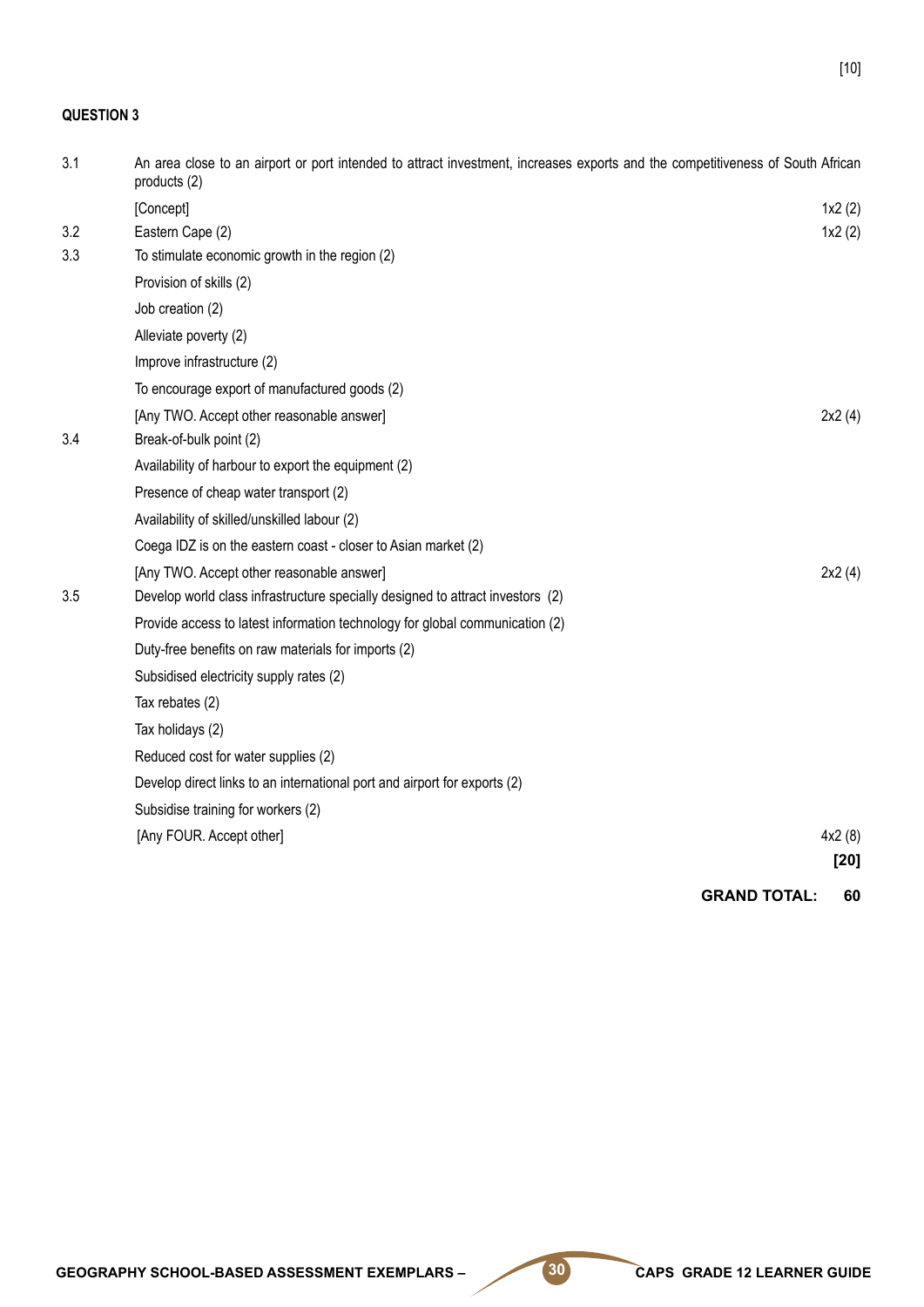[10]

**QUESTION 3**

3.1 An area close to an airport or port intended to attract investment, increases exports and the competitiveness of South African products (2)

[Concept] 1x2 (2)

3.2 Eastern Cape (2) 1x2 (2)

3.3 To stimulate economic growth in the region (2)

Provision of skills (2)

Job creation (2)

Alleviate poverty (2)

Improve infrastructure (2)

To encourage export of manufactured goods (2)

[Any TWO. Accept other reasonable answer] 2x2 (4)

3.4 Break-of-bulk point (2)

Availability of harbour to export the equipment (2)

Presence of cheap water transport (2)

Availability of skilled/unskilled labour (2)

Coega IDZ is on the eastern coast - closer to Asian market (2)

[Any TWO. Accept other reasonable answer] 2x2 (4)

3.5 Develop world class infrastructure specially designed to attract investors (2)

Provide access to latest information technology for global communication (2)

Duty-free benefits on raw materials for imports (2)

Subsidised electricity supply rates (2)

Tax rebates (2)

Tax holidays (2)

Reduced cost for water supplies (2)

Develop direct links to an international port and airport for exports (2)

Subsidise training for workers (2)

[Any FOUR. Accept other] 4x2 (8)

**[20]**

**GRAND TOTAL: 60**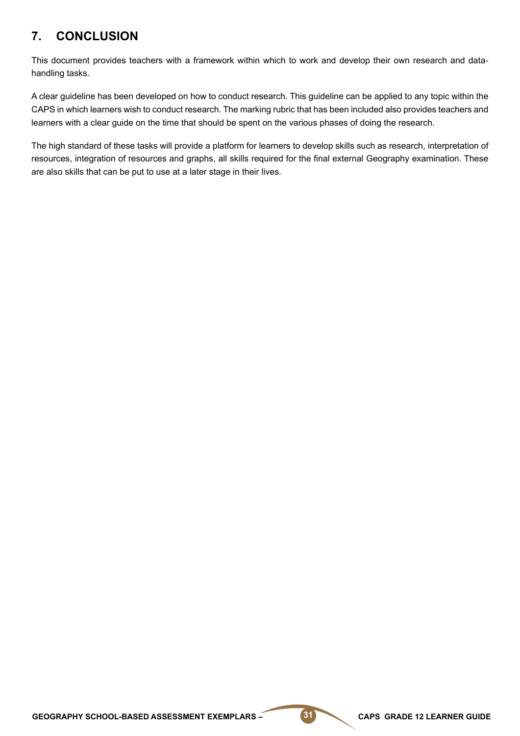## 7. CONCLUSION

This document provides teachers with a framework within which to work and develop their own research and data-handling tasks.

A clear guideline has been developed on how to conduct research. This guideline can be applied to any topic within the CAPS in which learners wish to conduct research. The marking rubric that has been included also provides teachers and learners with a clear guide on the time that should be spent on the various phases of doing the research.

The high standard of these tasks will provide a platform for learners to develop skills such as research, interpretation of resources, integration of resources and graphs, all skills required for the final external Geography examination. These are also skills that can be put to use at a later stage in their lives.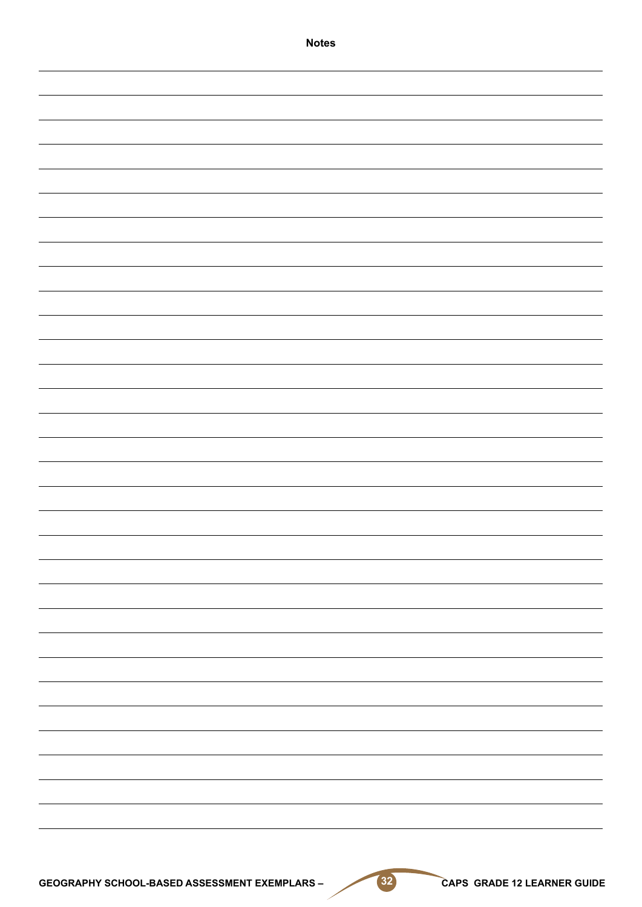**Notes**